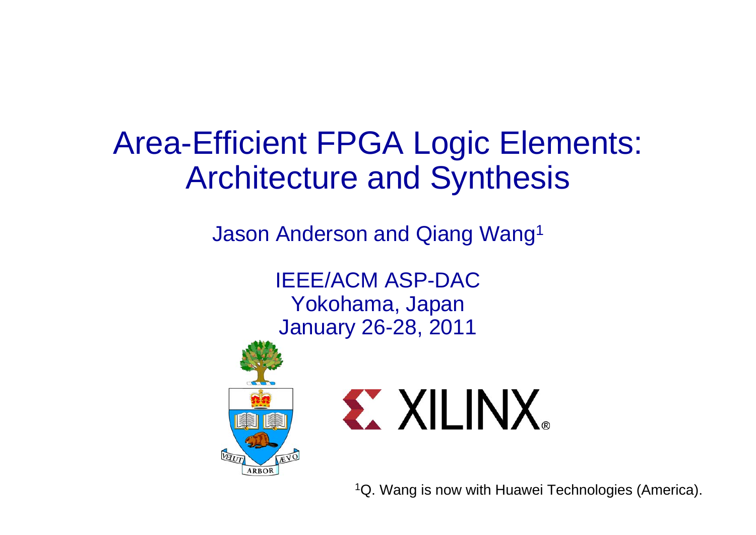# Area-Efficient FPGA Logic Elements: Architecture and Synthesis

Jason Anderson and Qiang Wang[1]

IEEE/ACM ASP-DAC
Yokohama, Japan
January 26-28, 2011

[1]Q. Wang is now with Huawei Technologies (America).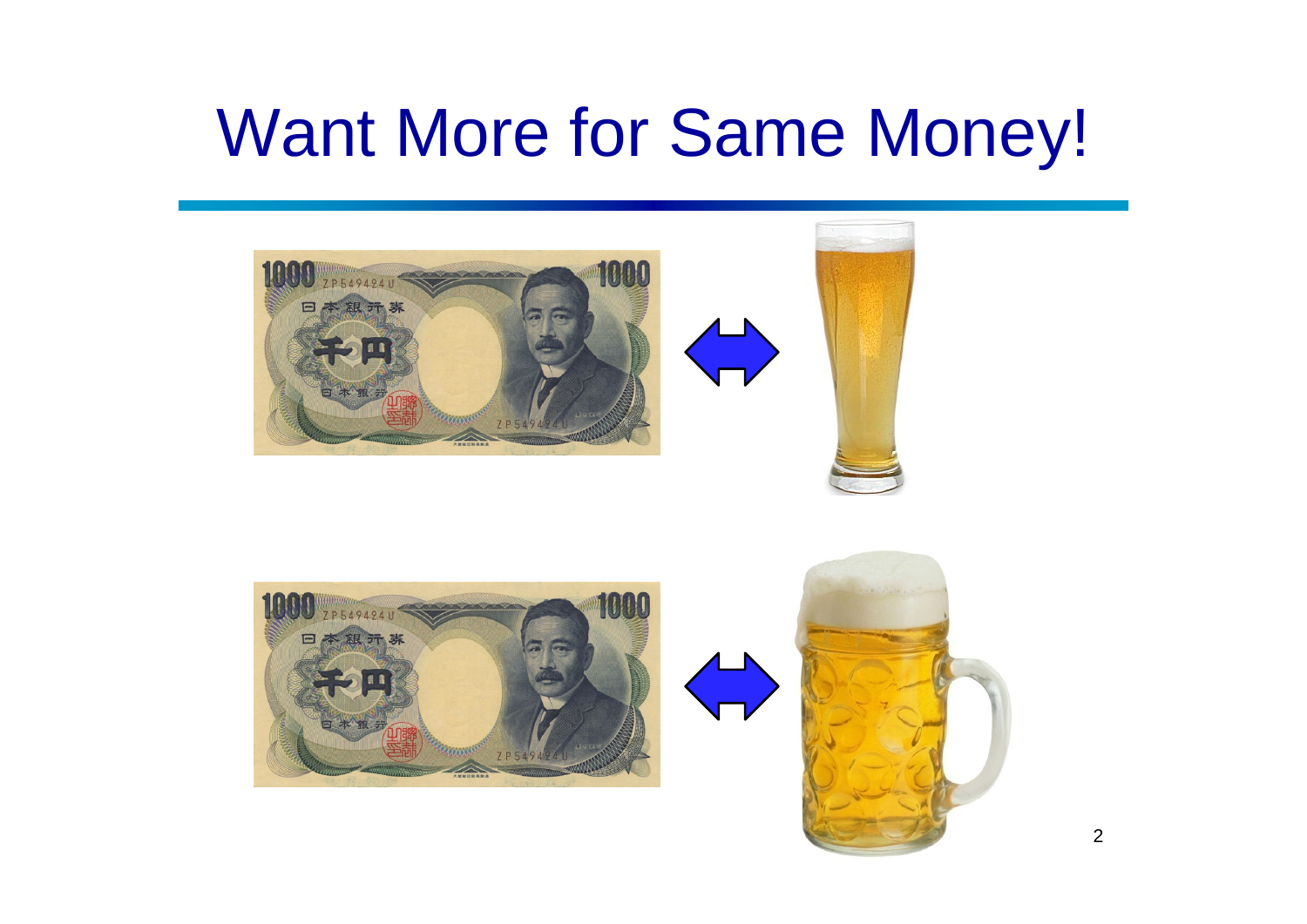# Want More for Same Money!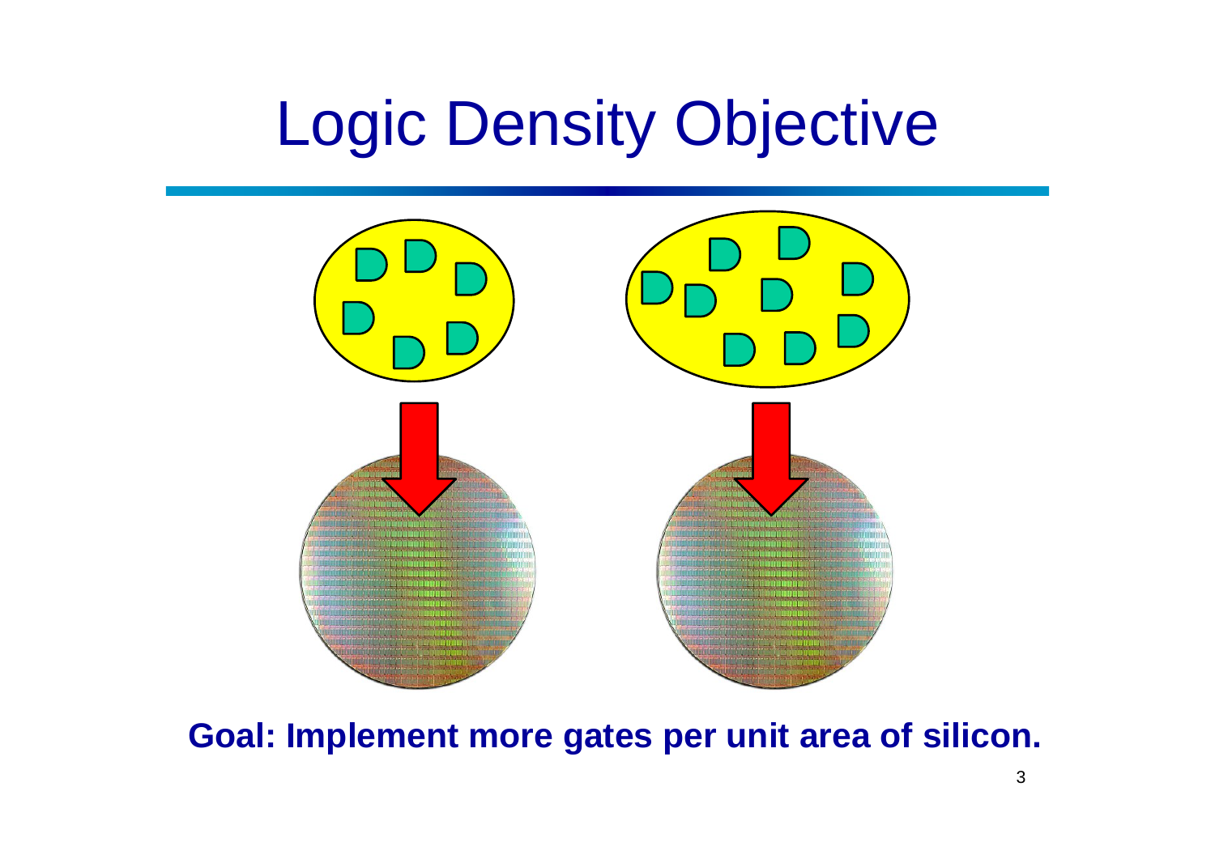# Logic Density Objective

**Goal: Implement more gates per unit area of silicon.**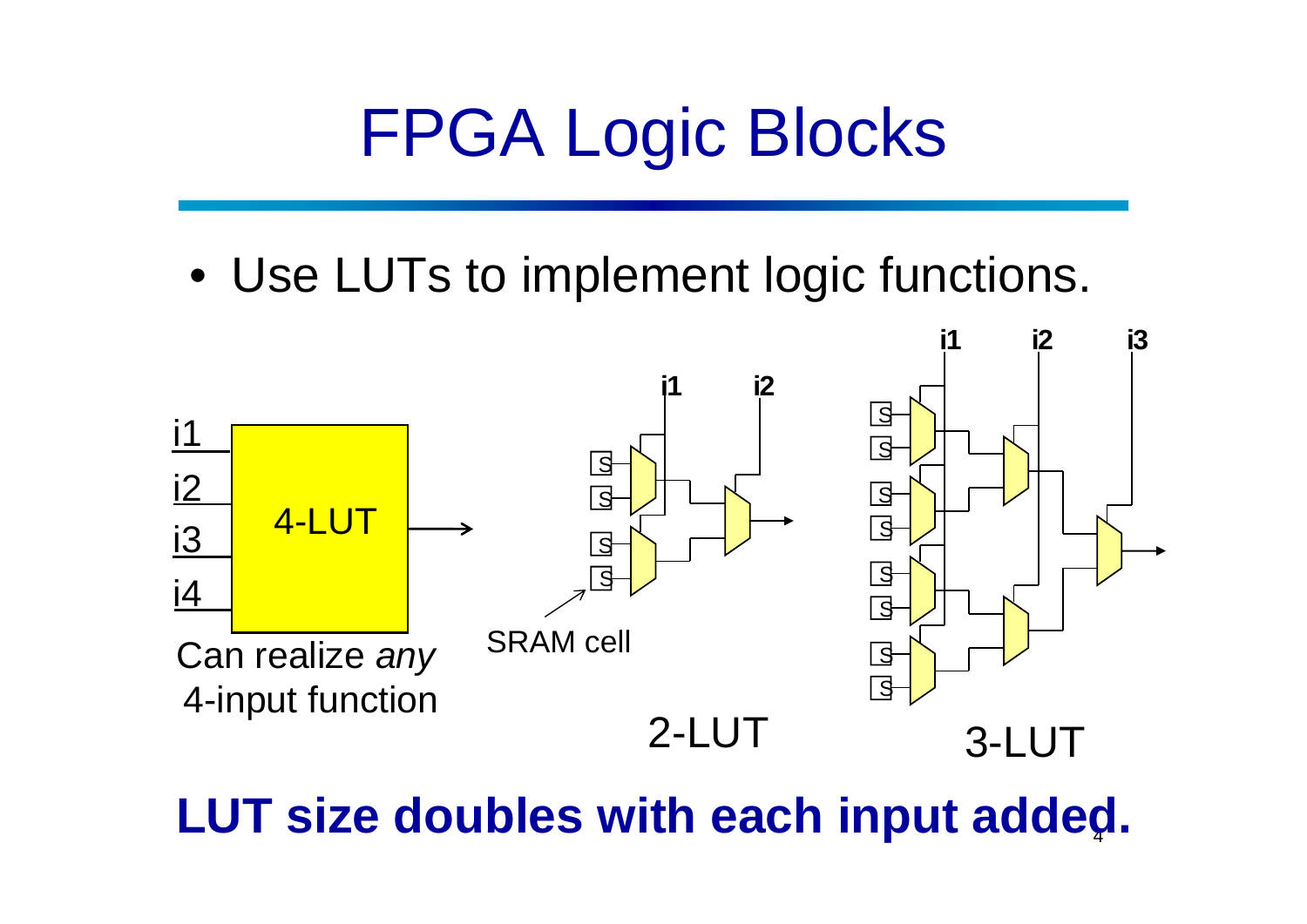# FPGA Logic Blocks

- Use LUTs to implement logic functions.

i1
i2
i3
i4

4-LUT

Can realize *any* 4-input function

SRAM cell

2-LUT

3-LUT

**LUT size doubles with each input added.**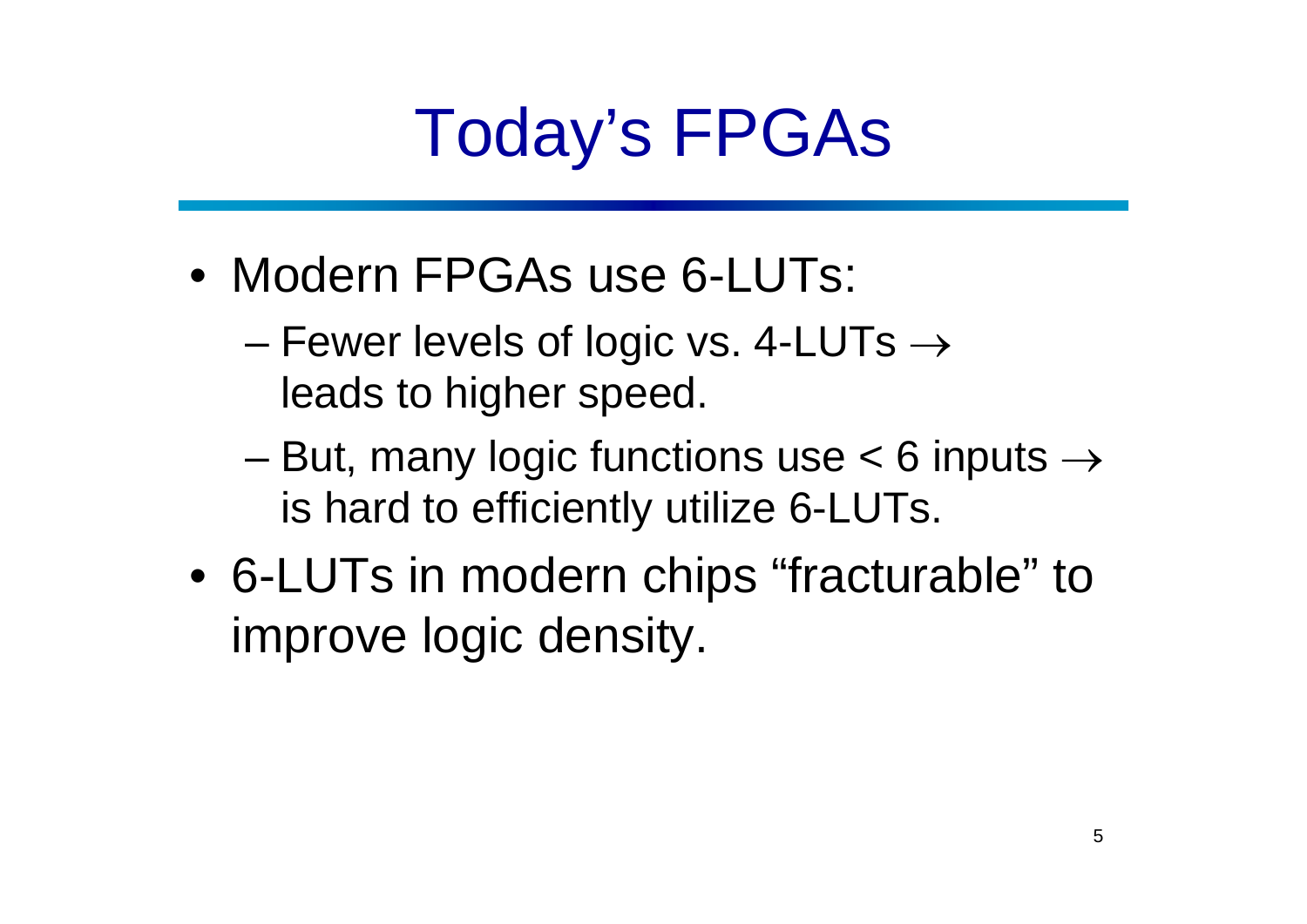# Today's FPGAs

- Modern FPGAs use 6-LUTs:
  - Fewer levels of logic vs. 4-LUTs $\rightarrow$ leads to higher speed.
  - But, many logic functions use < 6 inputs $\rightarrow$ is hard to efficiently utilize 6-LUTs.
- 6-LUTs in modern chips "fracturable" to improve logic density.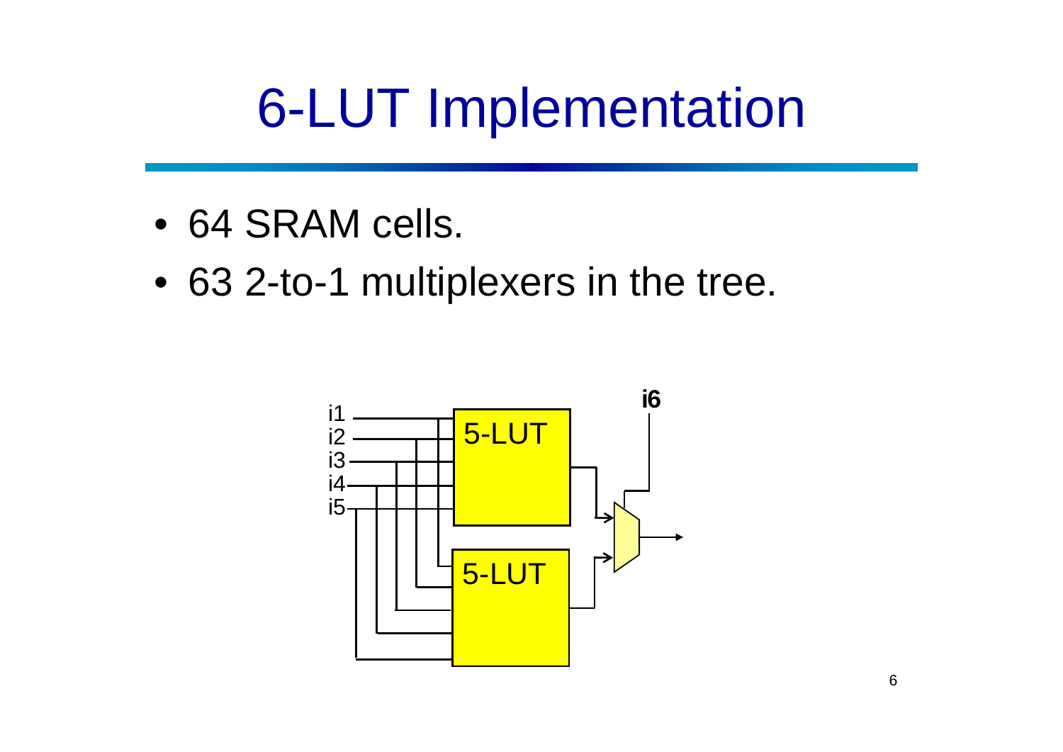# 6-LUT Implementation

- 64 SRAM cells.
- 63 2-to-1 multiplexers in the tree.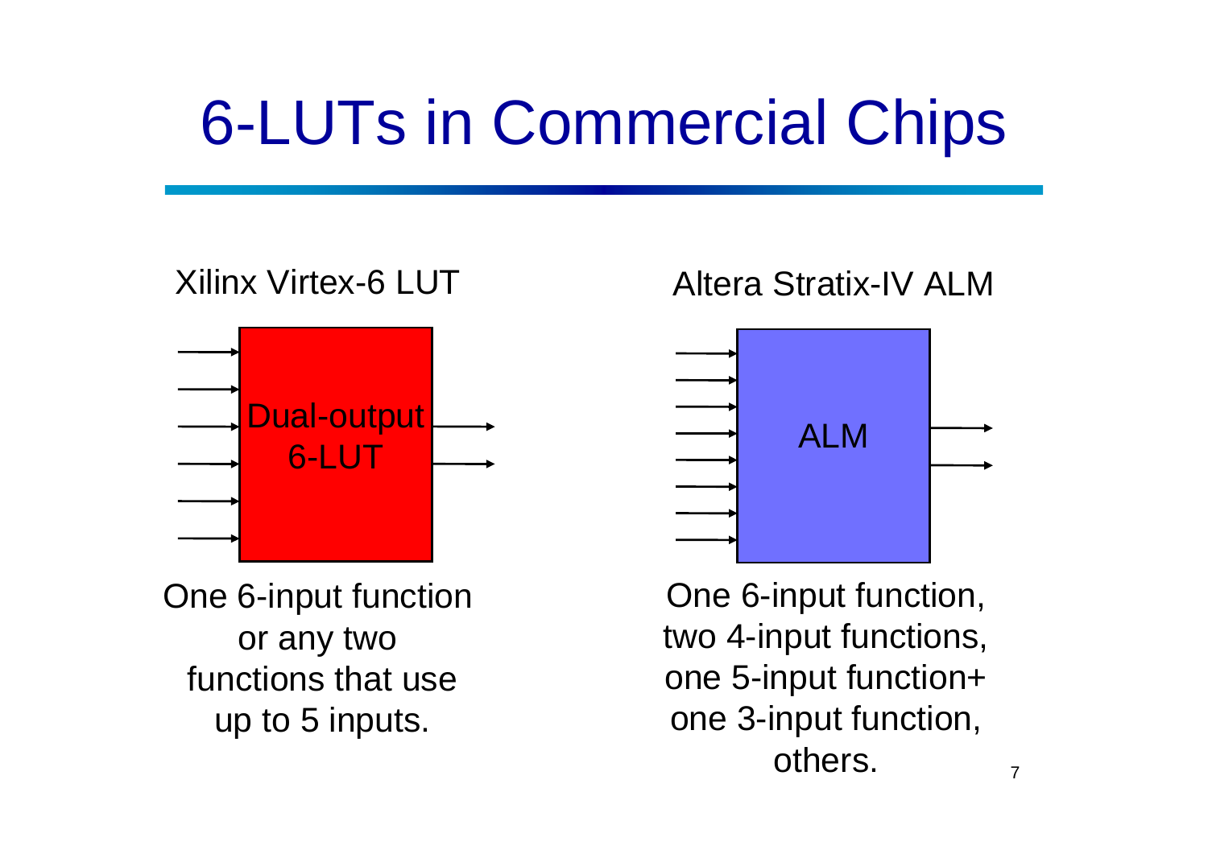# 6-LUTs in Commercial Chips

**Xilinx Virtex-6 LUT**

Dual-output 6-LUT

One 6-input function or any two functions that use up to 5 inputs.

**Altera Stratix-IV ALM**

ALM

One 6-input function, two 4-input functions, one 5-input function+ one 3-input function, others.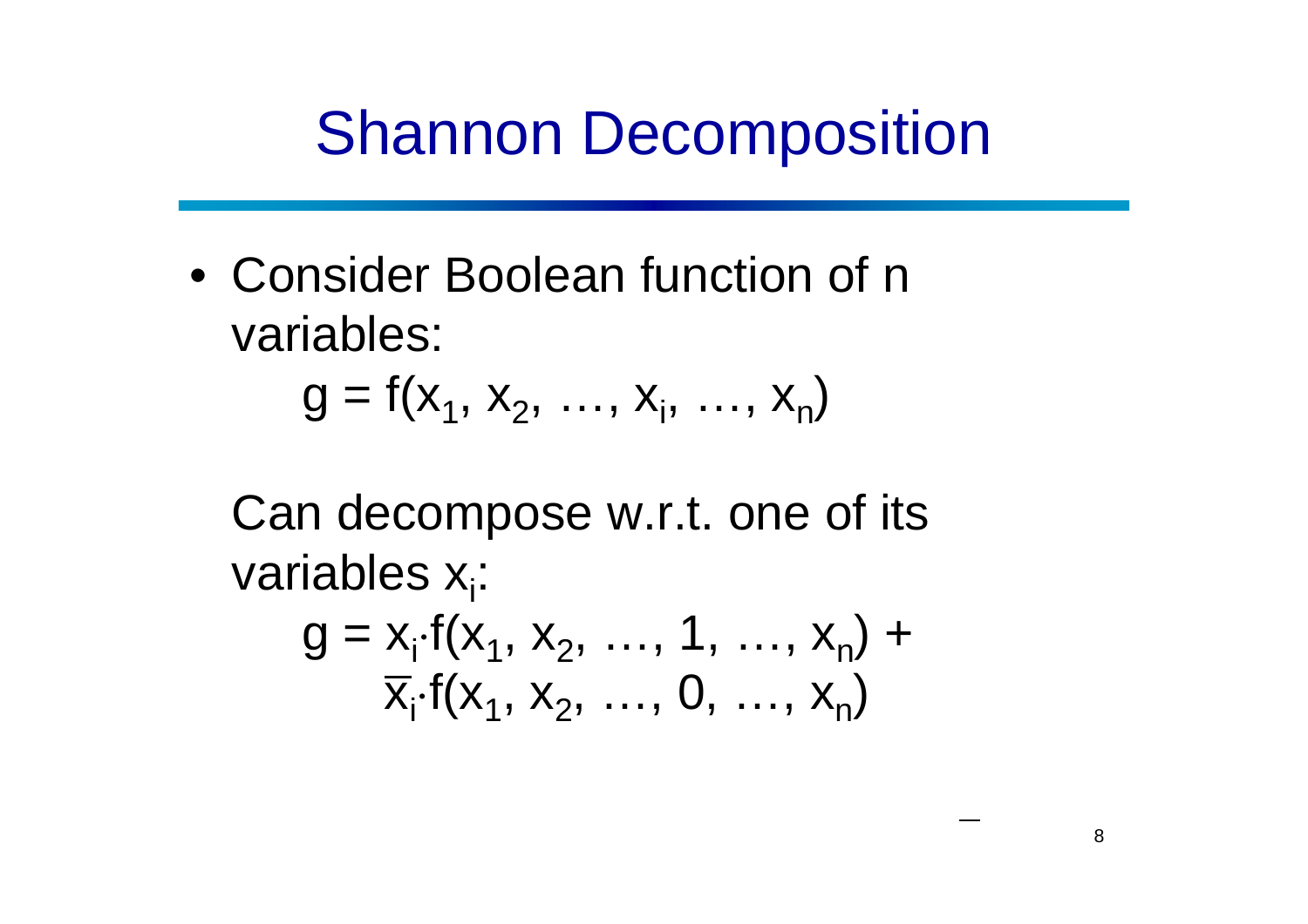# Shannon Decomposition

- Consider Boolean function of n variables:

  $$g = f(x_1, x_2, \ldots, x_i, \ldots, x_n)$$

  Can decompose w.r.t. one of its variables $x_i$:

  $$g = x_i \cdot f(x_1, x_2, \ldots, 1, \ldots, x_n) + \overline{x}_i \cdot f(x_1, x_2, \ldots, 0, \ldots, x_n)$$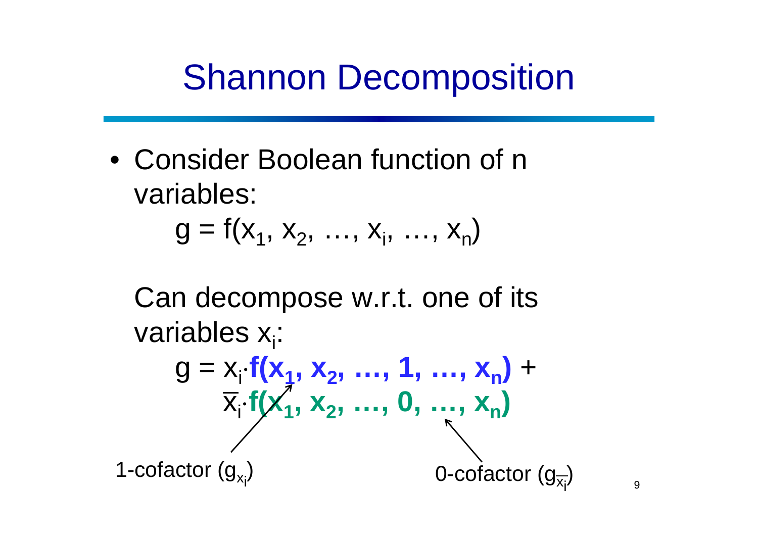# Shannon Decomposition

- Consider Boolean function of n variables:

$$g = f(x_1, x_2, \ldots, x_i, \ldots, x_n)$$

Can decompose w.r.t. one of its variables $x_i$:

$$g = x_i \cdot \mathbf{f(x_1, x_2, \ldots, 1, \ldots, x_n)} + \overline{x}_i \cdot \mathbf{f(x_1, x_2, \ldots, 0, \ldots, x_n)}$$

1-cofactor ($g_{x_i}$)

0-cofactor ($g_{\overline{x_i}}$)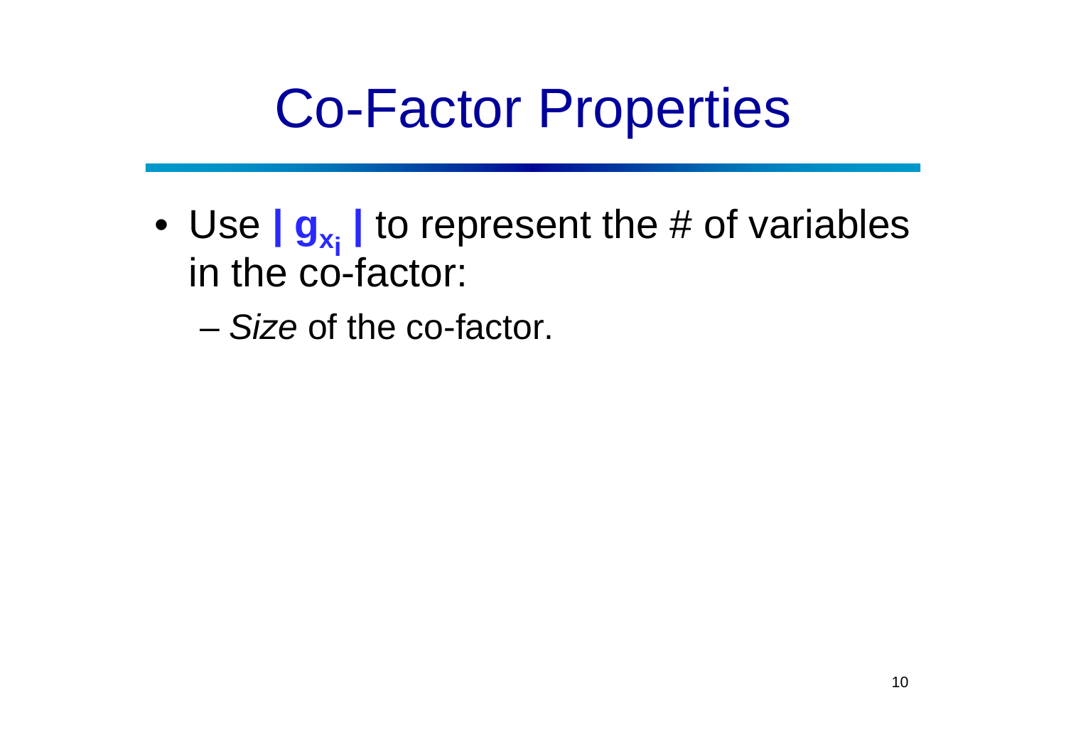# Co-Factor Properties

- Use $| g_{x_i} |$ to represent the # of variables in the co-factor:
  - *Size* of the co-factor.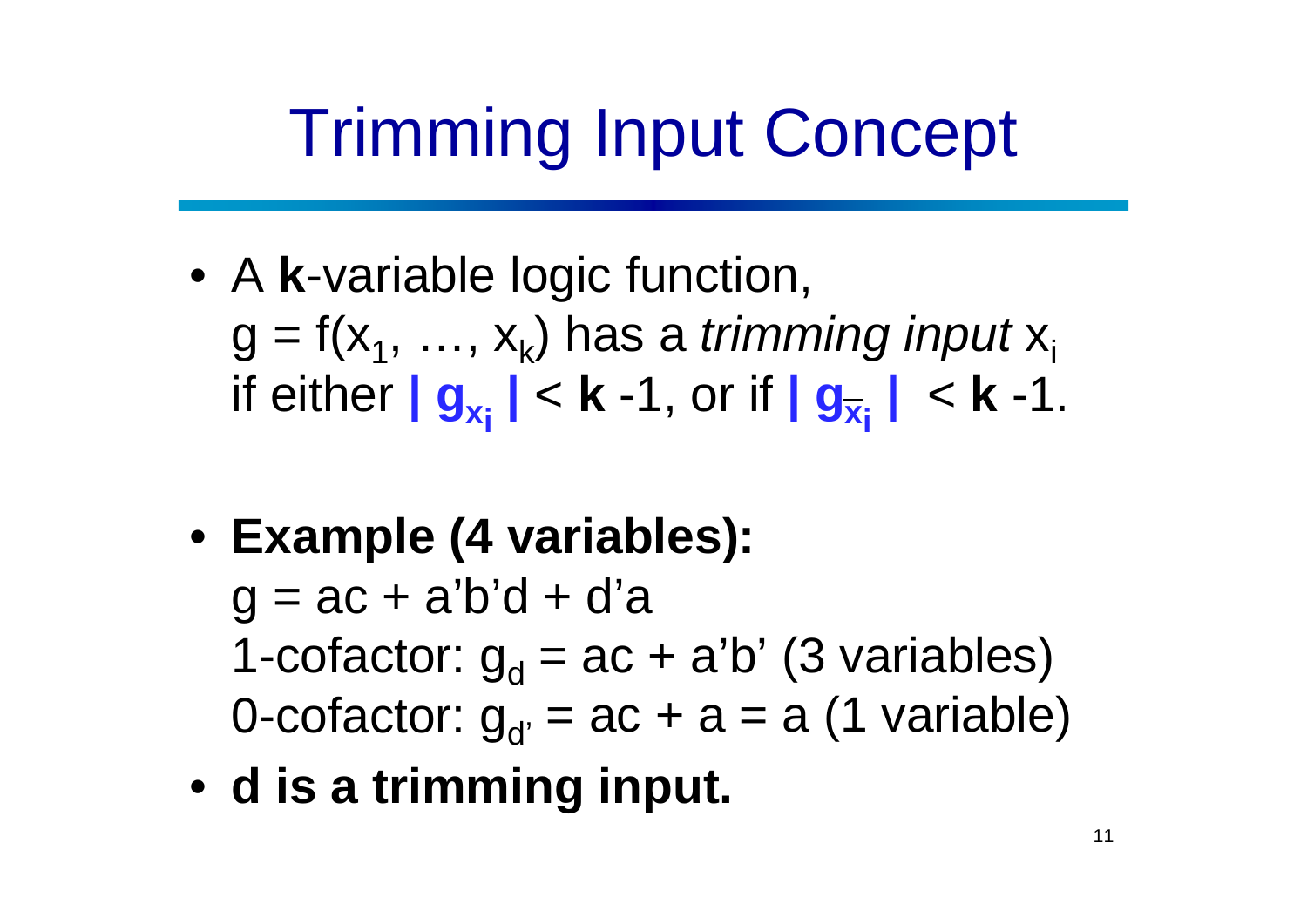# Trimming Input Concept

- A **k**-variable logic function, $g = f(x_1, \ldots, x_k)$ has a *trimming input* $x_i$ if either $| g_{x_i} | < k - 1$, or if $| g_{\overline{x_i}} | < k - 1$.

- **Example (4 variables):**
  $g = ac + a'b'd + d'a$
  1-cofactor: $g_d = ac + a'b'$ (3 variables)
  0-cofactor: $g_{d'} = ac + a = a$ (1 variable)

- **d is a trimming input.**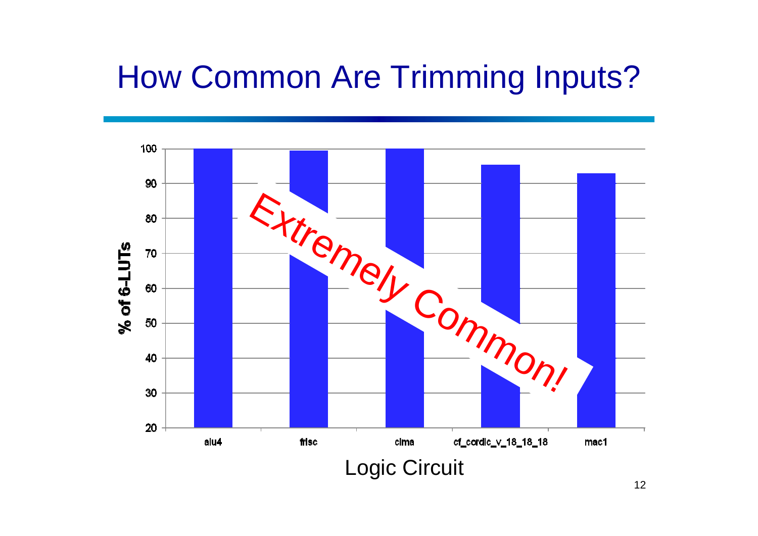# How Common Are Trimming Inputs?

% of 6-LUTs

| Logic Circuit | % of 6-LUTs |
|---|---|
| alu4 | 100 |
| frisc | 99.5 |
| clma | 100 |
| cf_cordic_v_18_18_18 | 95.5 |
| mac1 | 93 |

Logic Circuit

Extremely Common!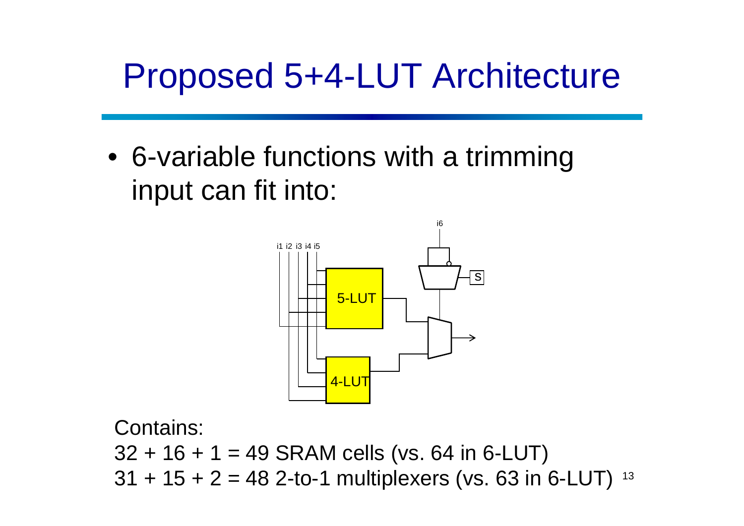# Proposed 5+4-LUT Architecture

- 6-variable functions with a trimming input can fit into:

Contains:

32 + 16 + 1 = 49 SRAM cells (vs. 64 in 6-LUT)

31 + 15 + 2 = 48 2-to-1 multiplexers (vs. 63 in 6-LUT)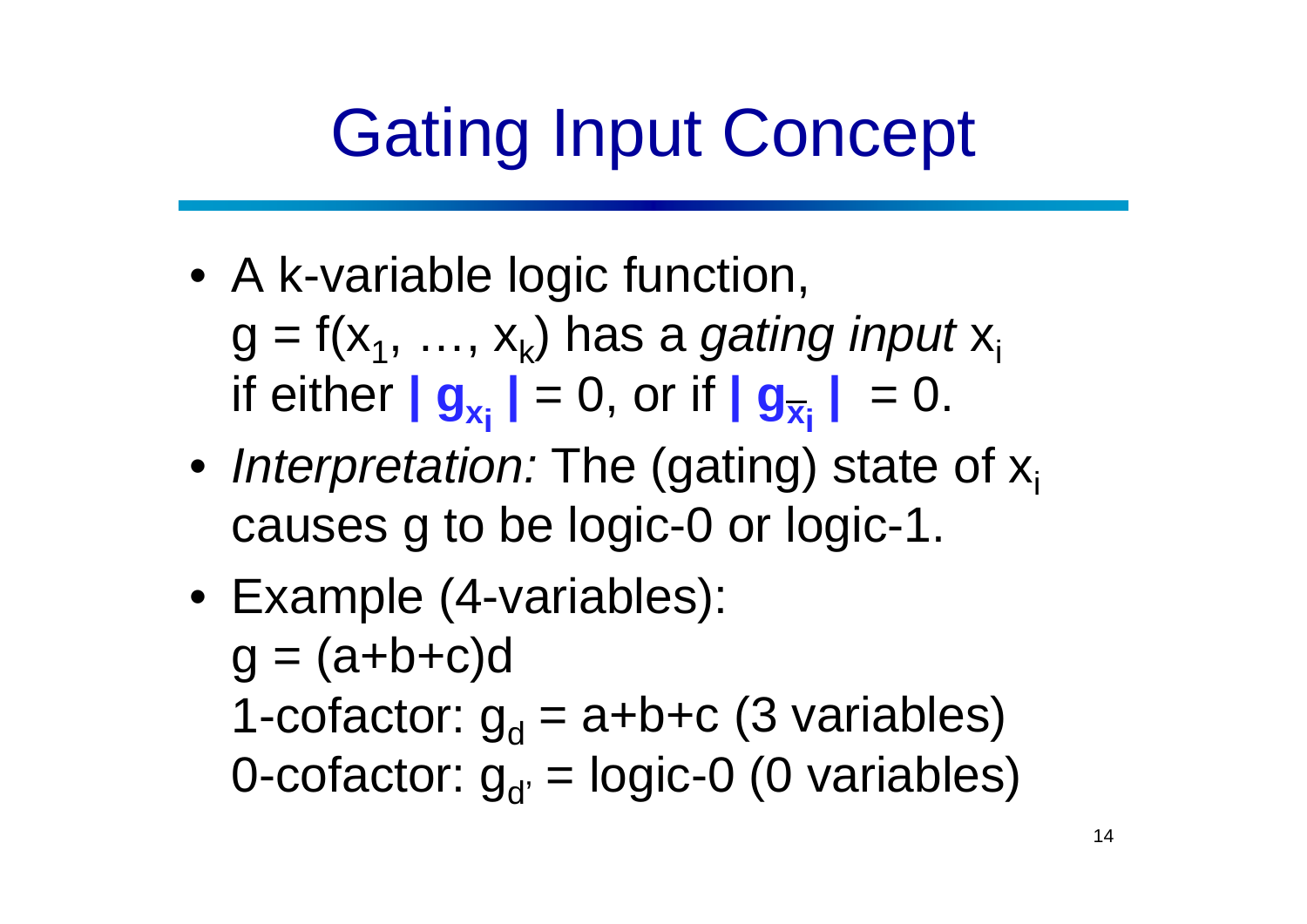# Gating Input Concept

- A k-variable logic function, $g = f(x_1, \ldots, x_k)$ has a *gating input* $x_i$ if either $| g_{x_i} | = 0$, or if $| g_{\overline{x_i}} | = 0$.
- *Interpretation:* The (gating) state of $x_i$ causes g to be logic-0 or logic-1.
- Example (4-variables):
  $g = (a+b+c)d$
  1-cofactor: $g_d = a+b+c$ (3 variables)
  0-cofactor: $g_{d'} =$ logic-0 (0 variables)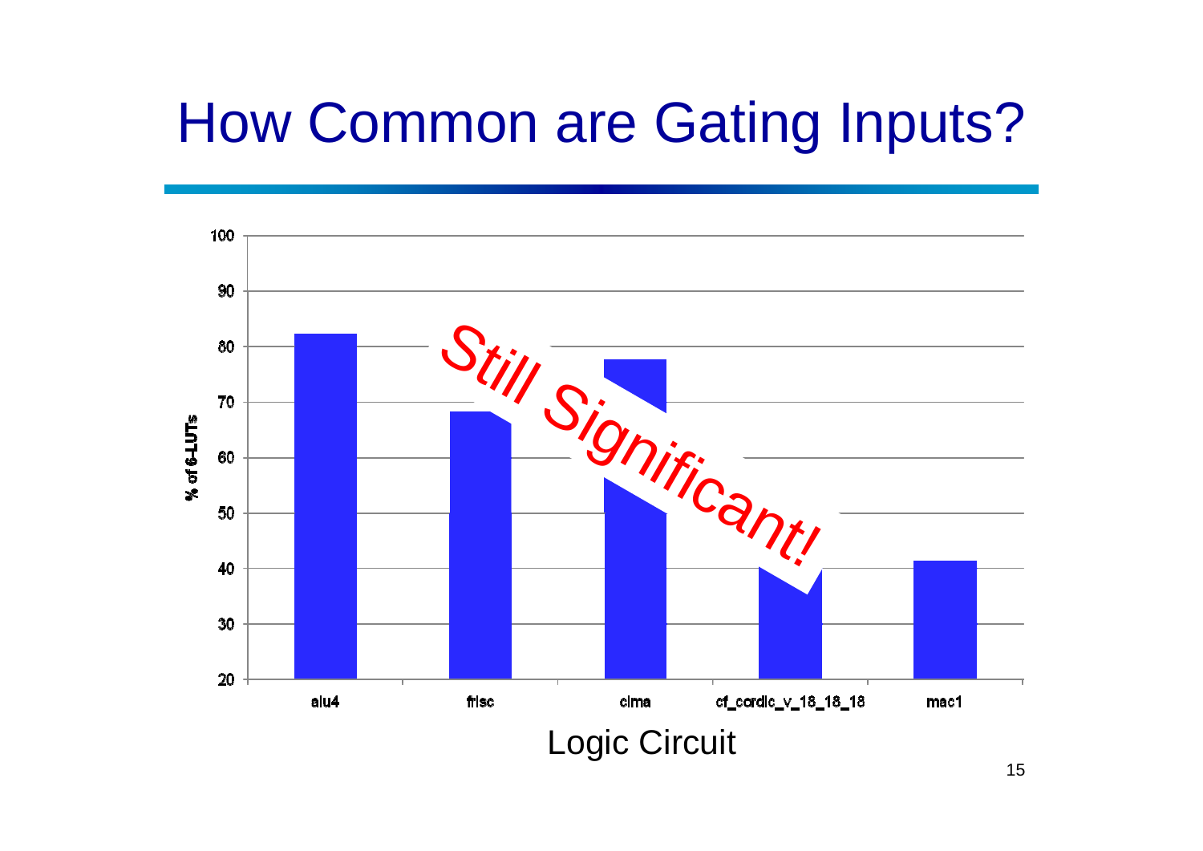# How Common are Gating Inputs?

% of 6-LUTs

| Logic Circuit | % of 6-LUTs |
|---|---|
| alu4 | ~82 |
| frisc | ~68 |
| clma | ~78 |
| cf_cordic_v_18_18_18 | ~40 |
| mac1 | ~41 |

Still Significant!

Logic Circuit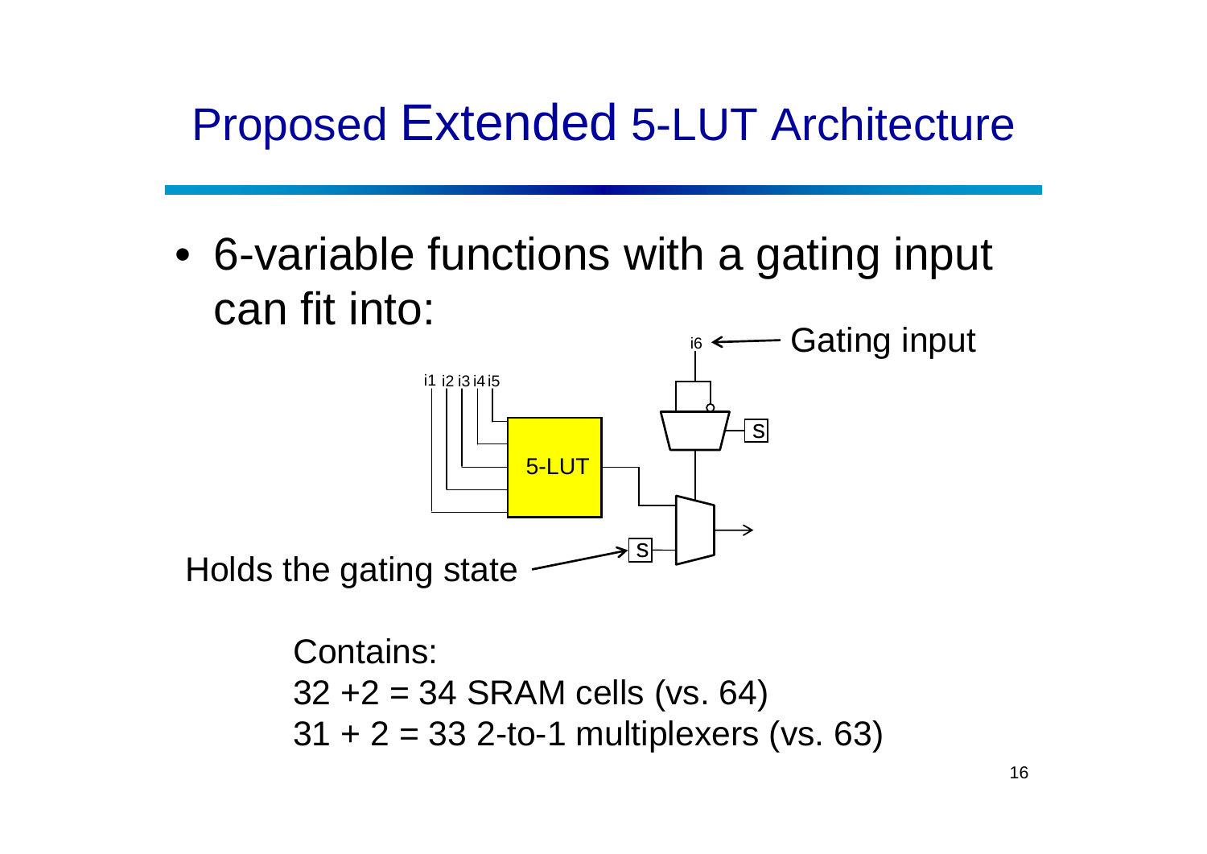# Proposed Extended 5-LUT Architecture

- 6-variable functions with a gating input can fit into:

Gating input

Holds the gating state

Contains:
32 +2 = 34 SRAM cells (vs. 64)
31 + 2 = 33 2-to-1 multiplexers (vs. 63)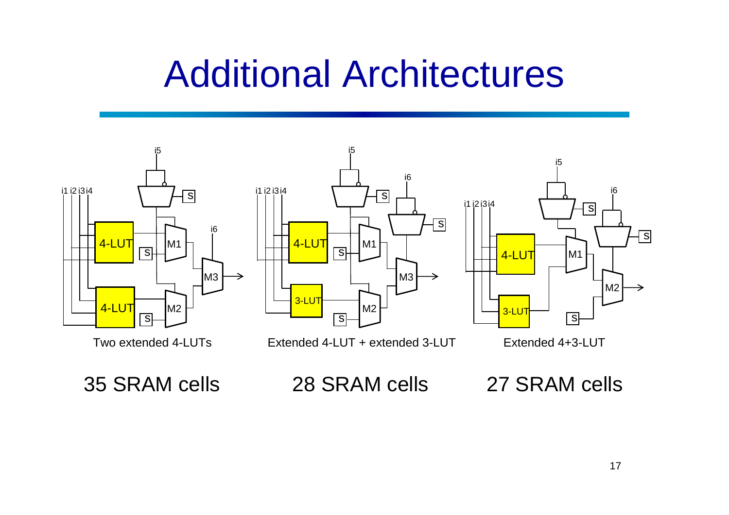# Additional Architectures

Two extended 4-LUTs

Extended 4-LUT + extended 3-LUT

Extended 4+3-LUT

35 SRAM cells

28 SRAM cells

27 SRAM cells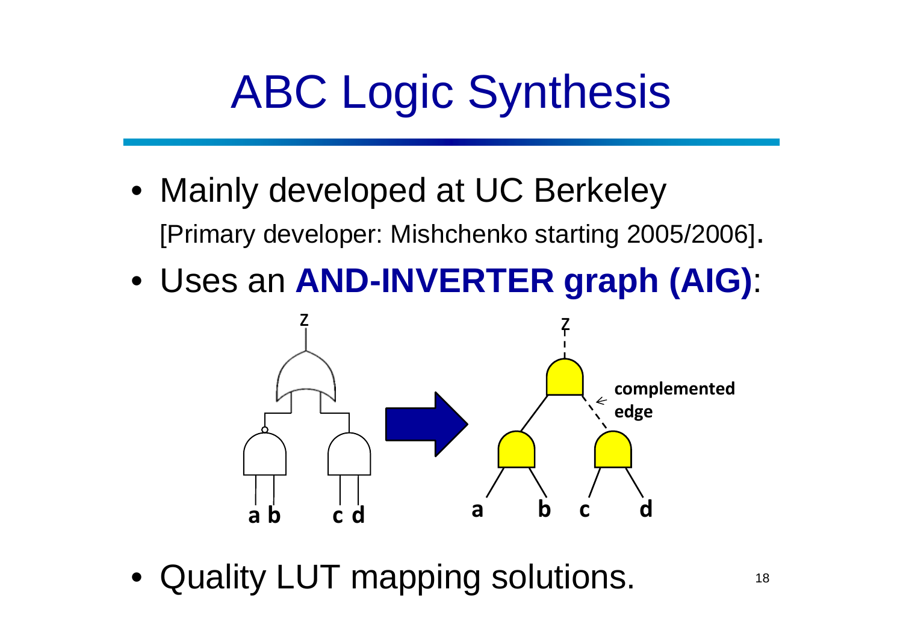# ABC Logic Synthesis

- Mainly developed at UC Berkeley
  [Primary developer: Mishchenko starting 2005/2006].
- Uses an **AND-INVERTER graph (AIG)**:
- Quality LUT mapping solutions.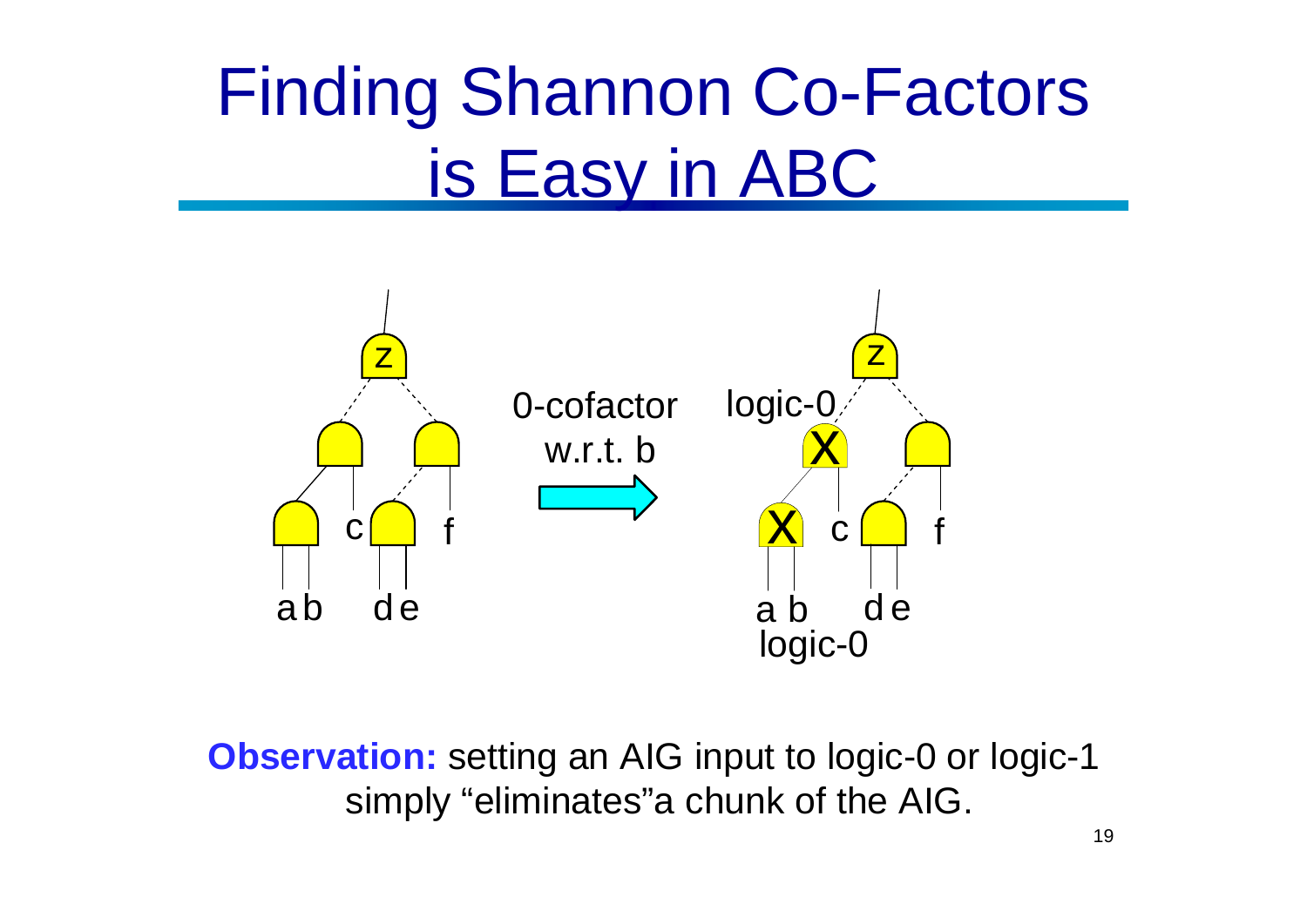# Finding Shannon Co-Factors is Easy in ABC

0-cofactor w.r.t. b

**Observation:** setting an AIG input to logic-0 or logic-1 simply "eliminates"a chunk of the AIG.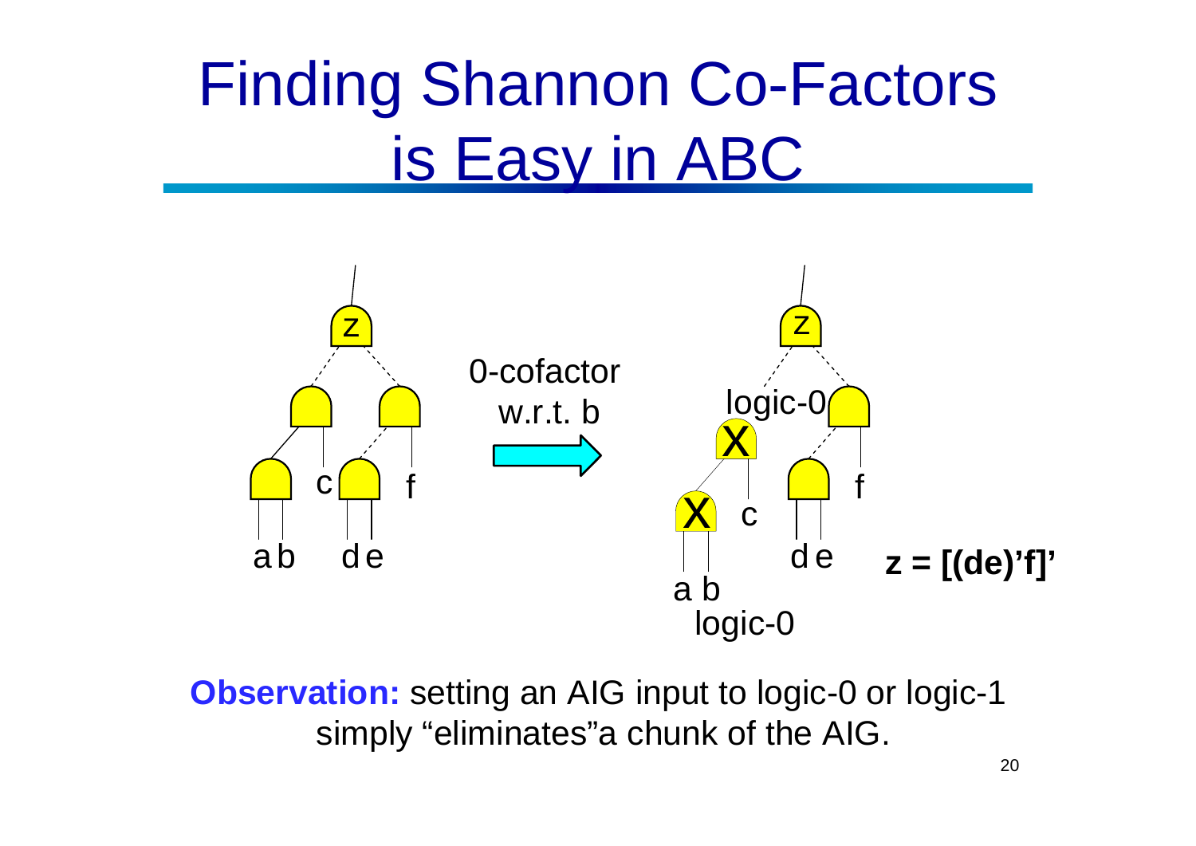# Finding Shannon Co-Factors is Easy in ABC

0-cofactor w.r.t. b

logic-0

logic-0

**z = [(de)'f]'**

**Observation:** setting an AIG input to logic-0 or logic-1 simply "eliminates"a chunk of the AIG.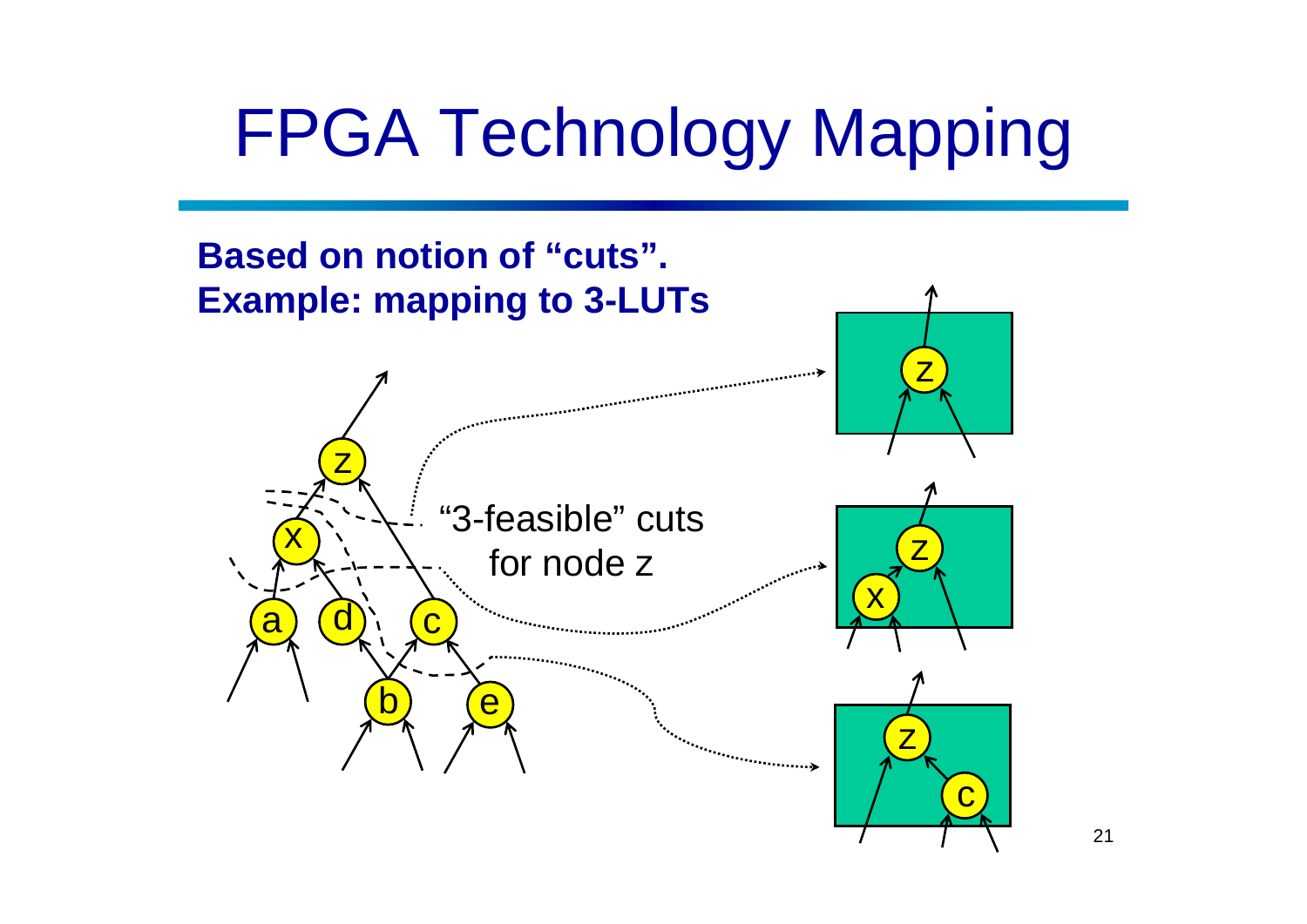# FPGA Technology Mapping

**Based on notion of "cuts".**
**Example: mapping to 3-LUTs**

"3-feasible" cuts for node z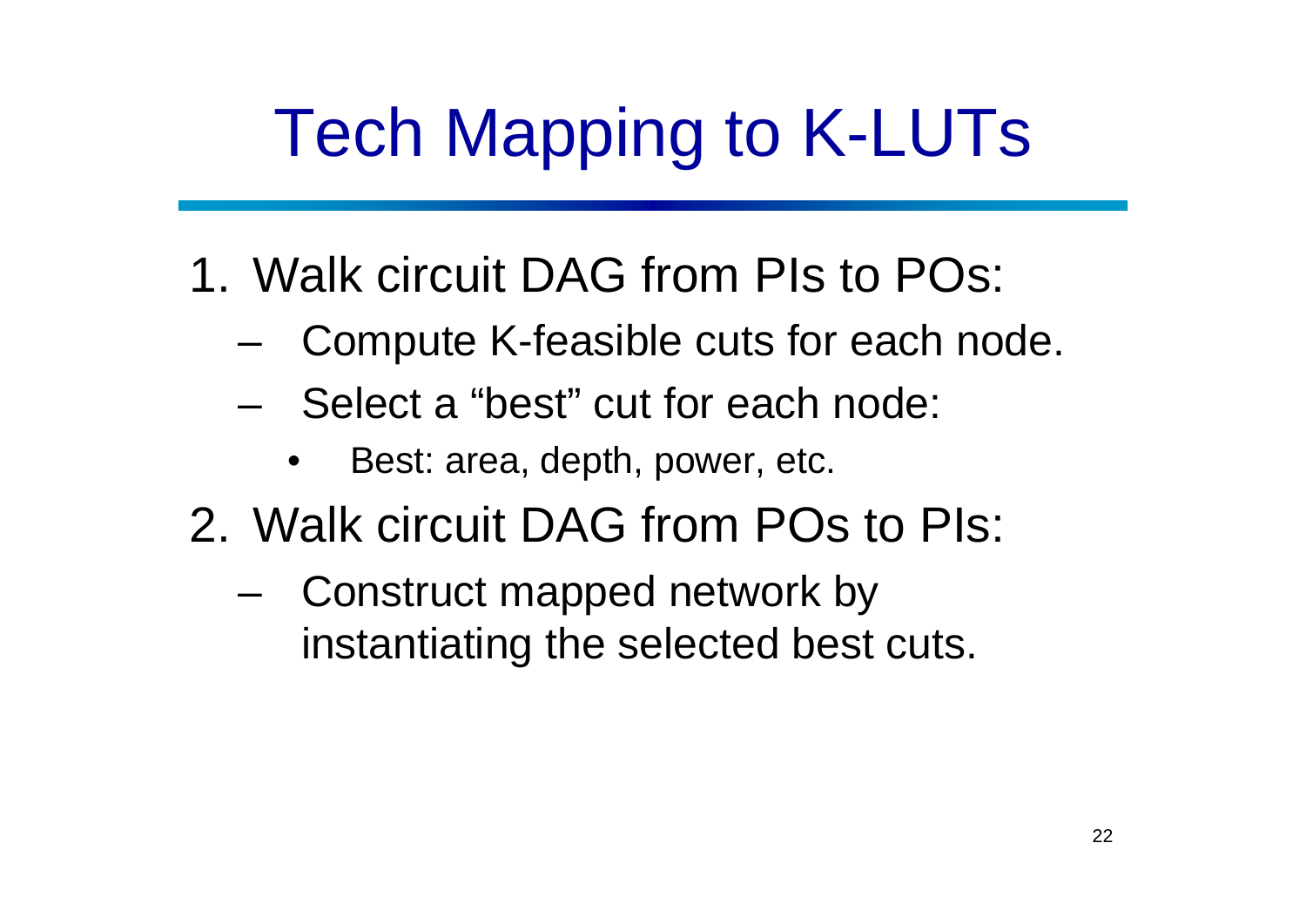# Tech Mapping to K-LUTs

1. Walk circuit DAG from PIs to POs:
   - Compute K-feasible cuts for each node.
   - Select a "best" cut for each node:
     - Best: area, depth, power, etc.
2. Walk circuit DAG from POs to PIs:
   - Construct mapped network by instantiating the selected best cuts.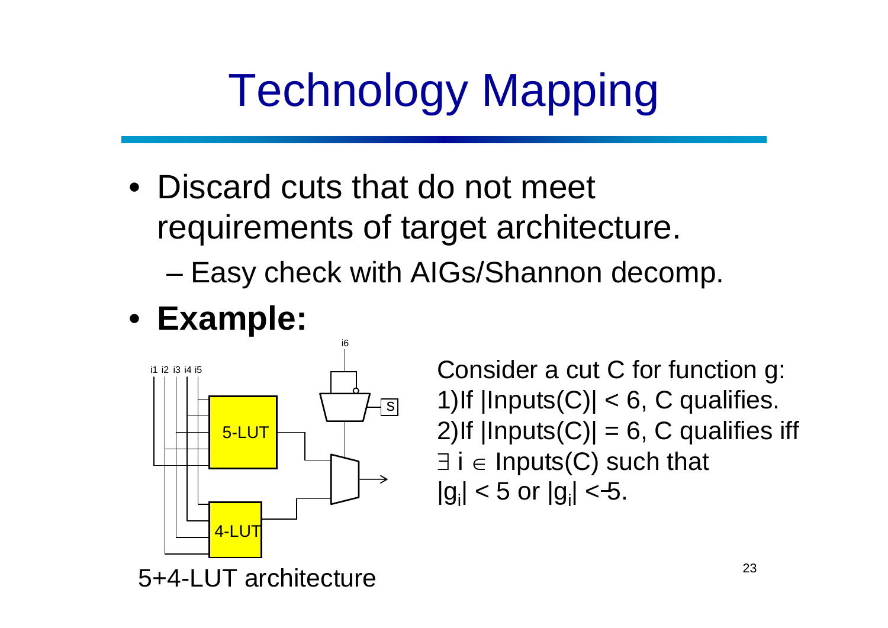# Technology Mapping

- Discard cuts that do not meet requirements of target architecture.
  - Easy check with AIGs/Shannon decomp.
- **Example:**

i1 i2 i3 i4 i5

i6

5-LUT

4-LUT

S

5+4-LUT architecture

Consider a cut C for function g:

1)If |Inputs(C)| < 6, C qualifies.

2)If |Inputs(C)| = 6, C qualifies iff $\exists\, i \in$ Inputs(C) such that $|g_i| < 5$ or $|g_{\bar{i}}| < 5$.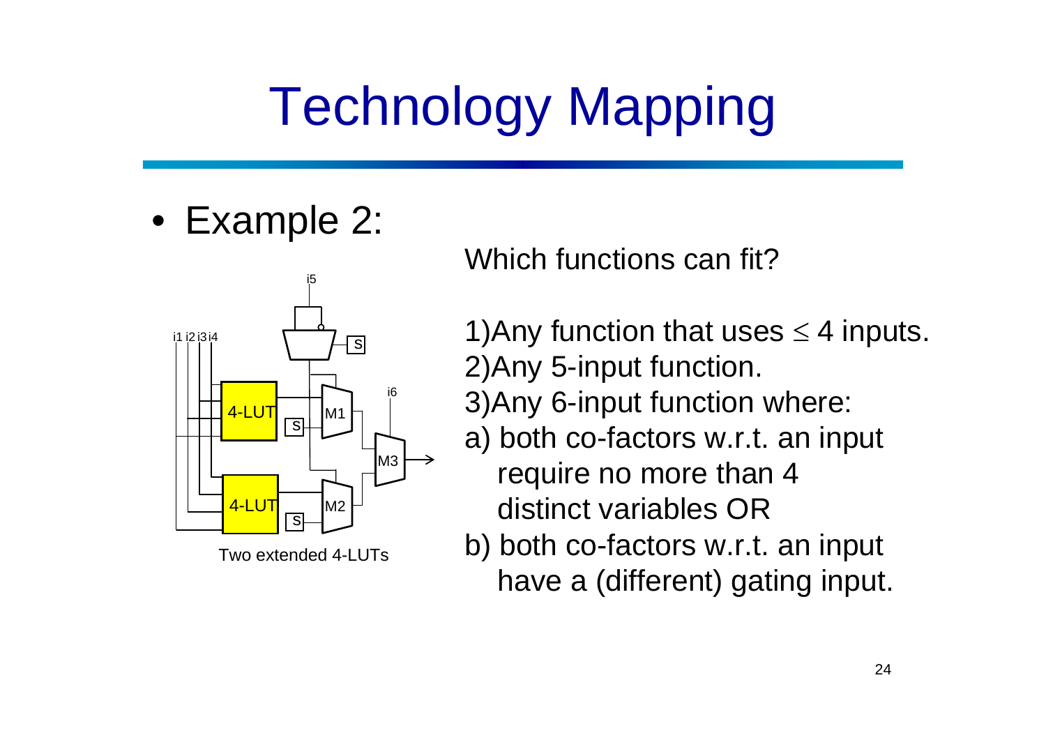# Technology Mapping

- Example 2:

Two extended 4-LUTs

Which functions can fit?

1)Any function that uses $\leq$ 4 inputs.
2)Any 5-input function.
3)Any 6-input function where:
a) both co-factors w.r.t. an input require no more than 4 distinct variables OR
b) both co-factors w.r.t. an input have a (different) gating input.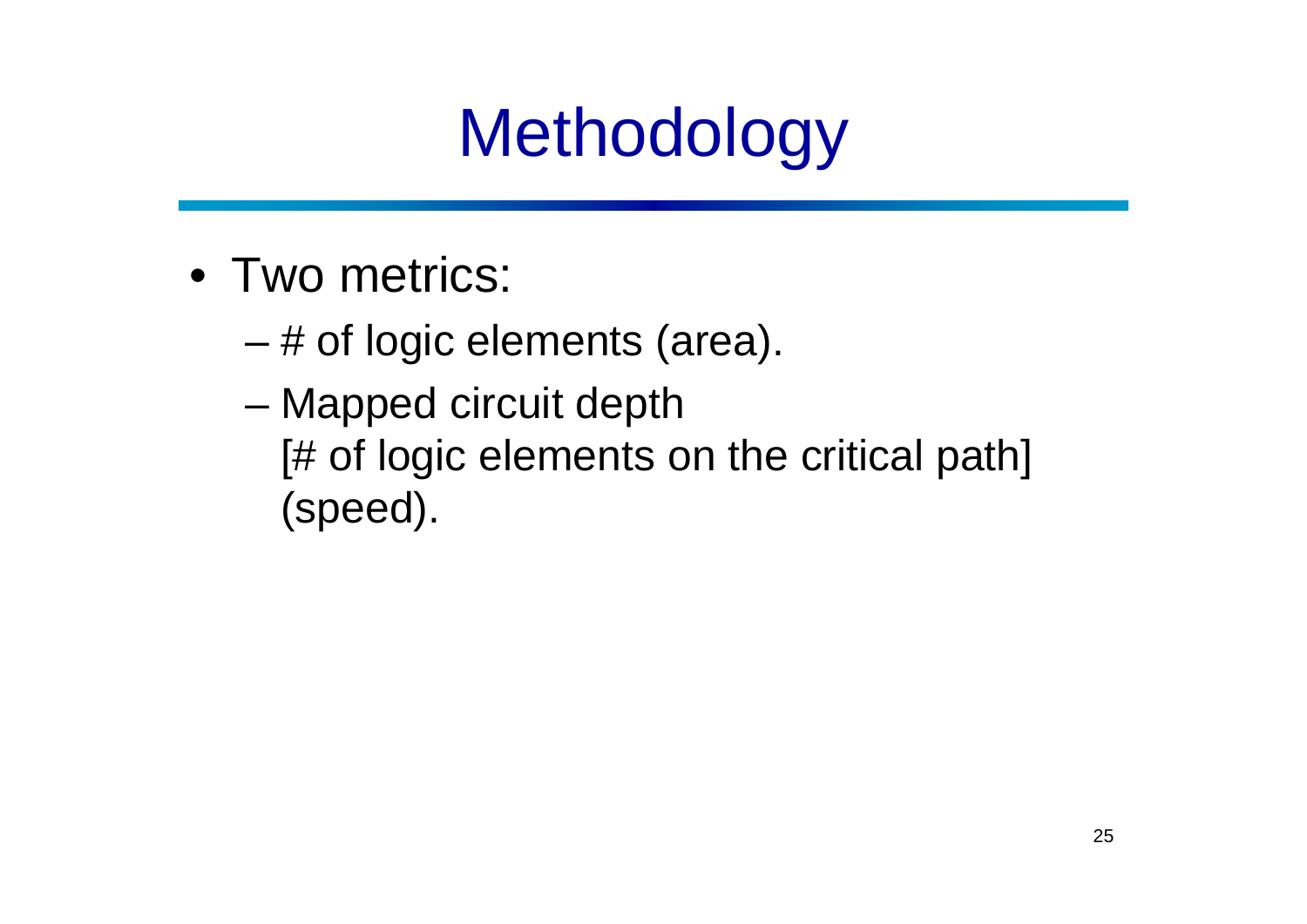# Methodology

- Two metrics:
  - # of logic elements (area).
  - Mapped circuit depth
    [# of logic elements on the critical path]
    (speed).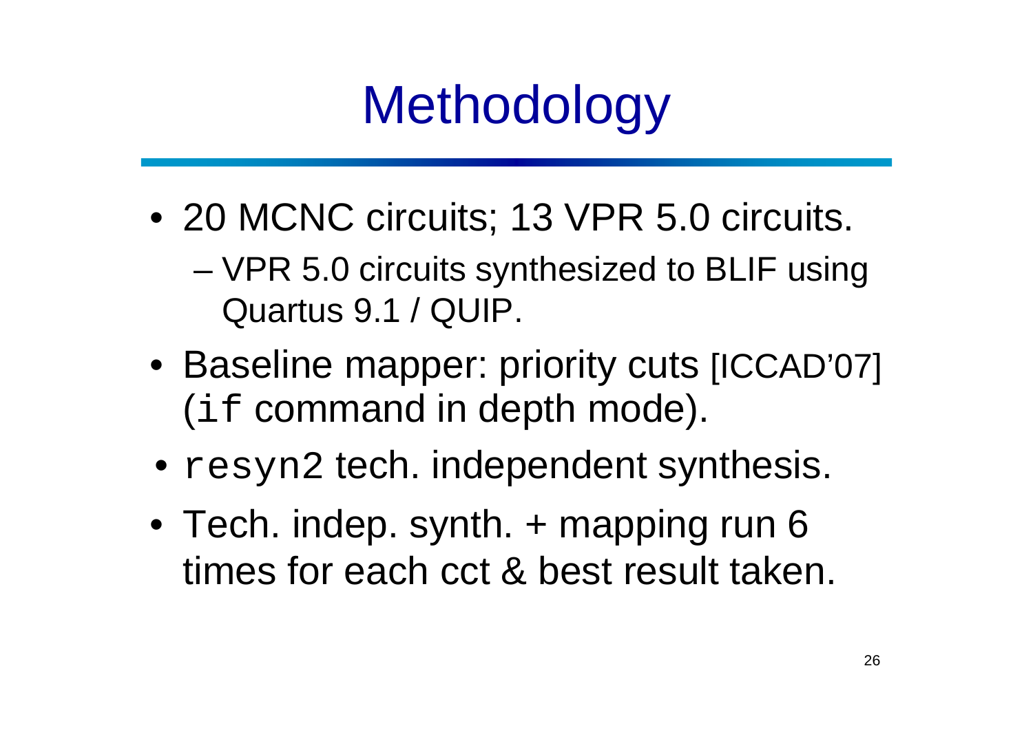# Methodology

- 20 MCNC circuits; 13 VPR 5.0 circuits.
  - VPR 5.0 circuits synthesized to BLIF using Quartus 9.1 / QUIP.
- Baseline mapper: priority cuts [ICCAD'07] (`if` command in depth mode).
- `resyn2` tech. independent synthesis.
- Tech. indep. synth. + mapping run 6 times for each cct & best result taken.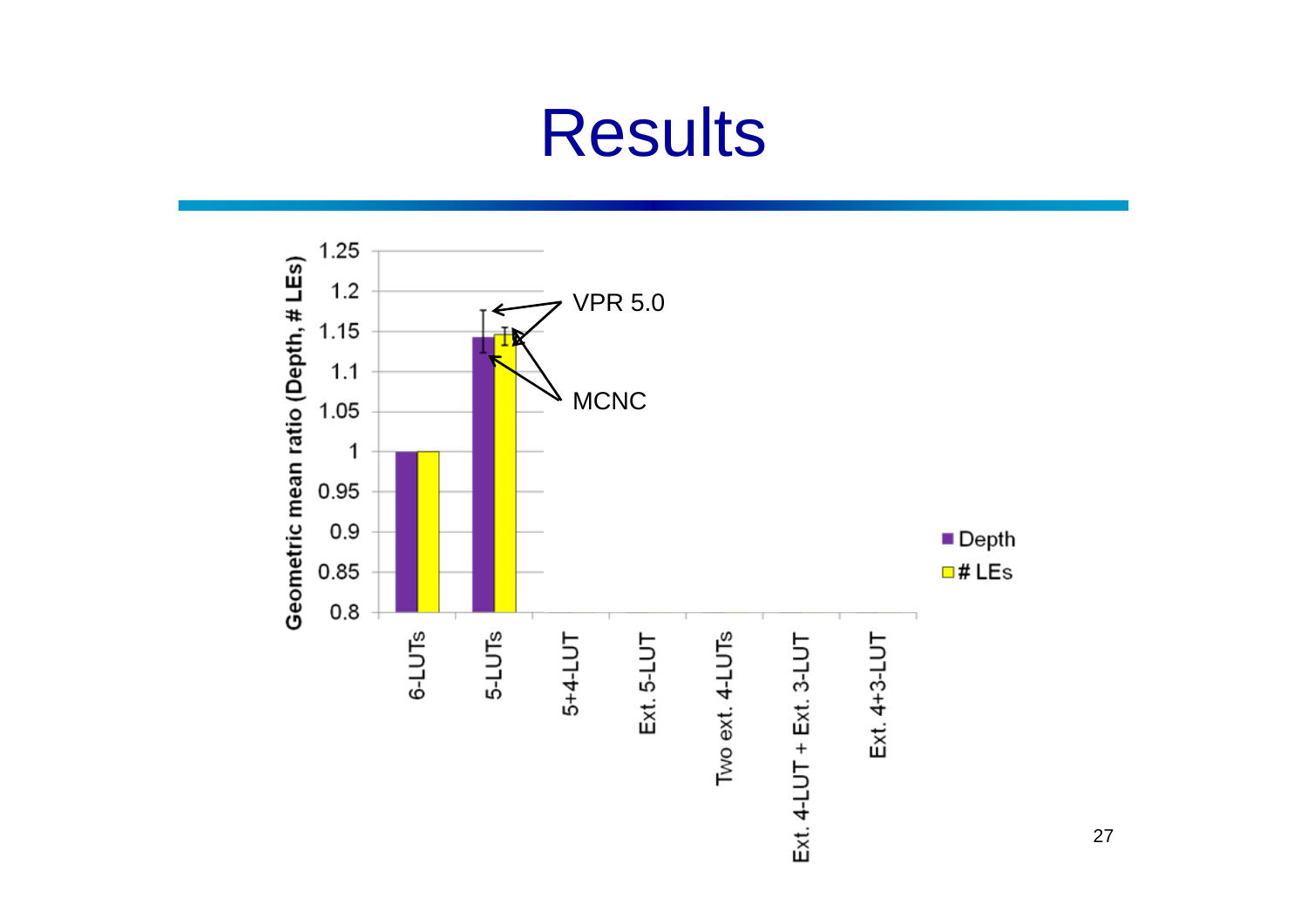# Results

Geometric mean ratio (Depth, # LEs)

| | Depth | # LEs |
|---|---|---|
| 6-LUTs | 1 | 1 |
| 5-LUTs | ~1.14 | ~1.15 |
| 5+4-LUT | | |
| Ext. 5-LUT | | |
| Two ext. 4-LUTs | | |
| Ext. 4-LUT + Ext. 3-LUT | | |
| Ext. 4+3-LUT | | |

VPR 5.0

MCNC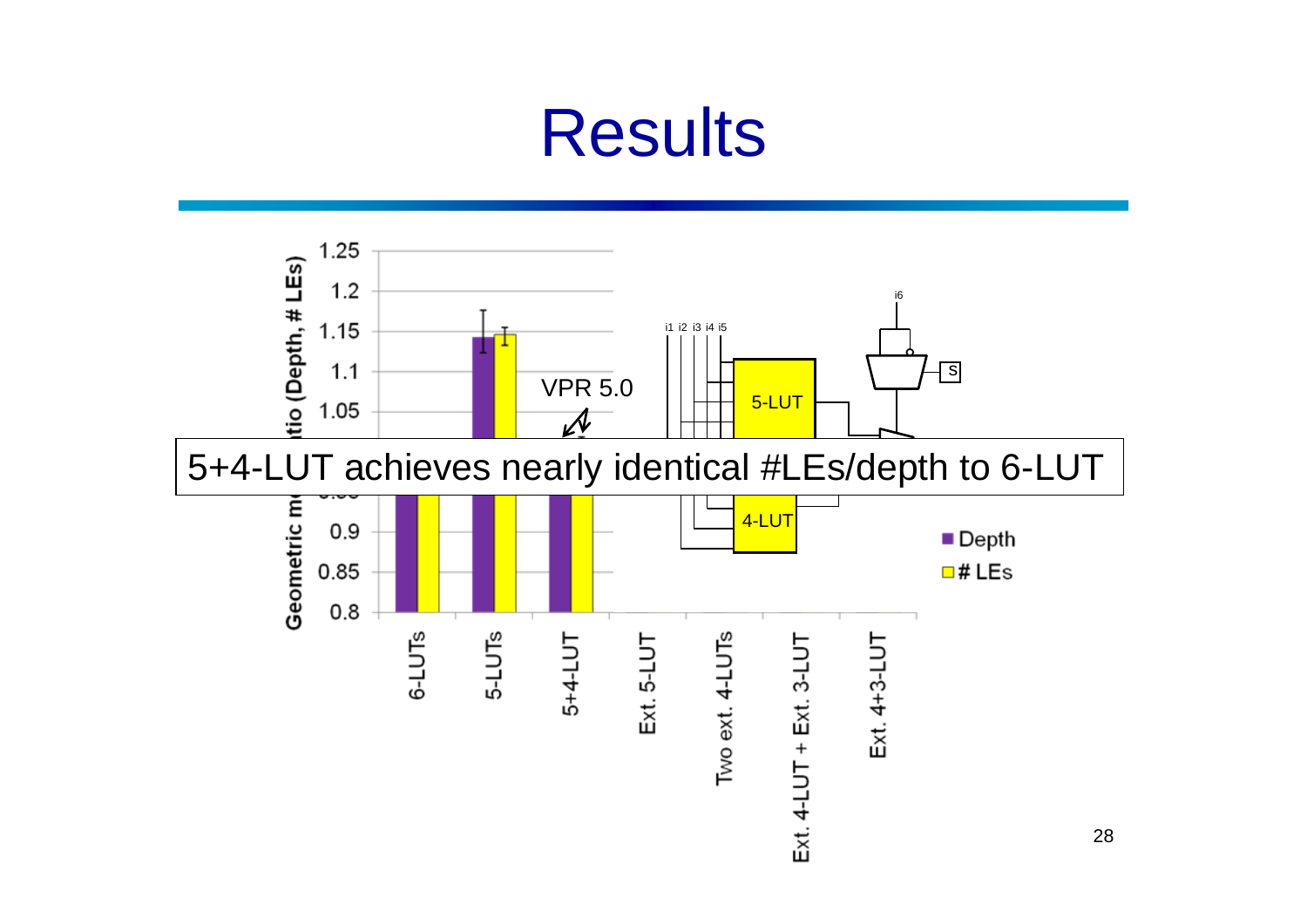# Results

Geometric mean ratio (Depth, # LEs)

1.25
1.2
1.15
1.1
1.05
0.9
0.85
0.8

VPR 5.0

i1 i2 i3 i4 i5

i6

5-LUT

S

4-LUT

■ Depth

□ # LEs

6-LUTs

5-LUTs

5+4-LUT

Ext. 5-LUT

Two ext. 4-LUTs

Ext. 4-LUT + Ext. 3-LUT

Ext. 4+3-LUT

5+4-LUT achieves nearly identical #LEs/depth to 6-LUT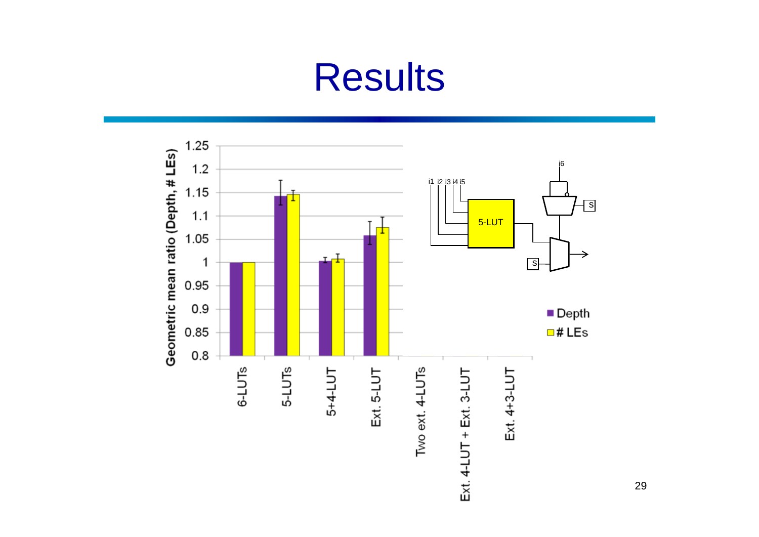# Results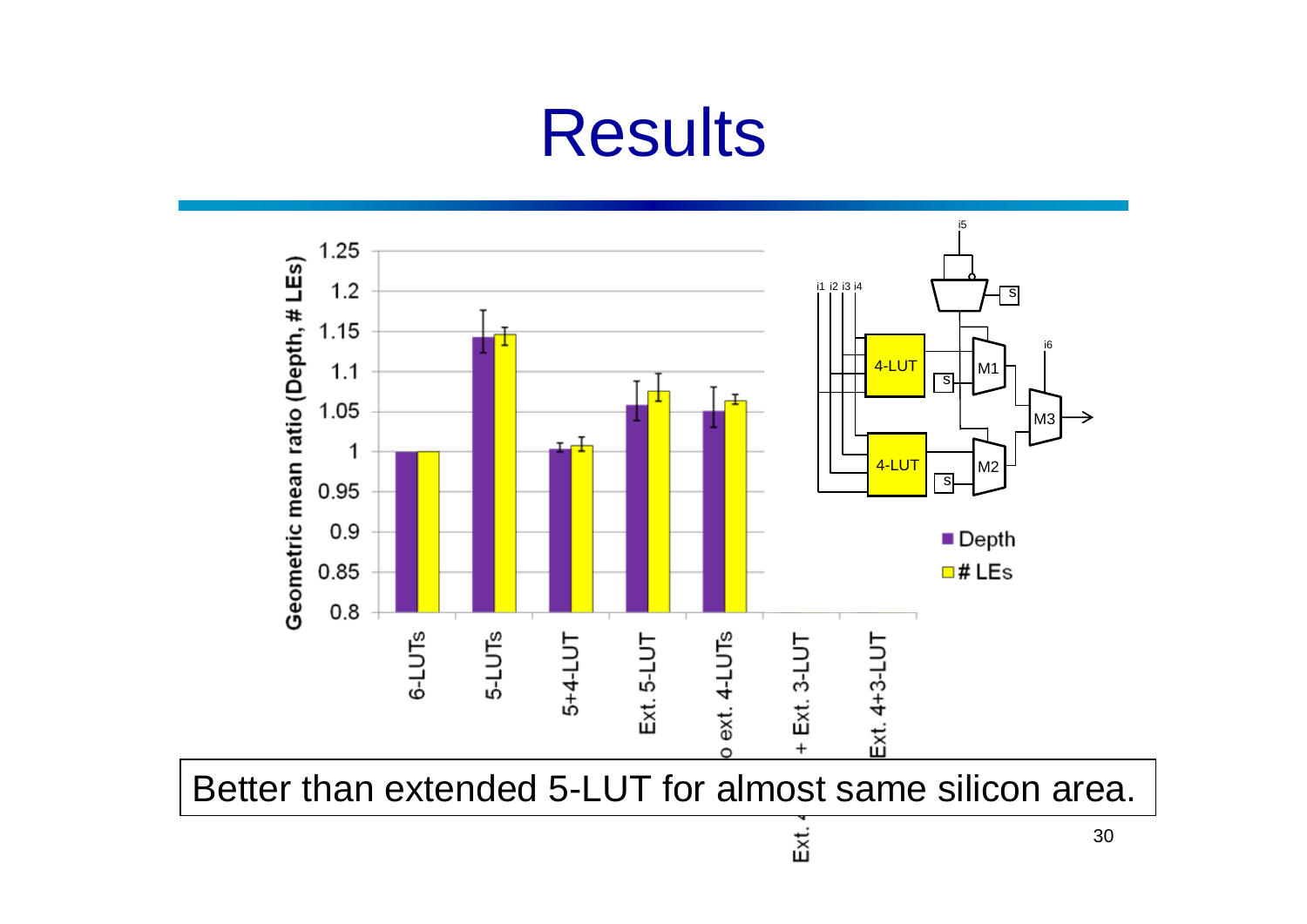# Results

Geometric mean ratio (Depth, # LEs)

| | Depth | # LEs |
|---|---|---|
| 6-LUTs | 1 | 1 |
| 5-LUTs | ~1.14 | ~1.15 |
| 5+4-LUT | ~1.005 | ~1.01 |
| Ext. 5-LUT | ~1.06 | ~1.075 |
| 2 ext. 4-LUTs | ~1.05 | ~1.065 |
| Ext. 4 + Ext. 3-LUT | | |
| Ext. 4+3-LUT | | |

Better than extended 5-LUT for almost same silicon area.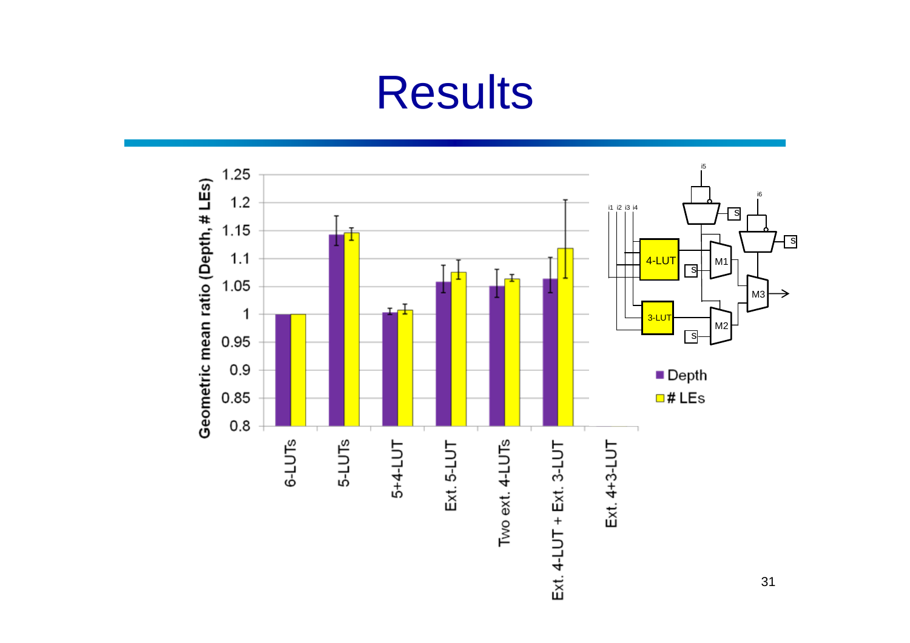# Results

| | Depth | # LEs |
|---|---|---|
| 6-LUTs | 1 | 1 |
| 5-LUTs | ~1.14 | ~1.15 |
| 5+4-LUT | ~1.005 | ~1.01 |
| Ext. 5-LUT | ~1.06 | ~1.075 |
| Two ext. 4-LUTs | ~1.05 | ~1.065 |
| Ext. 4-LUT + Ext. 3-LUT | ~1.065 | ~1.12 |
| Ext. 4+3-LUT | | |

Geometric mean ratio (Depth, # LEs)

i1 i2 i3 i4 i5 i6 4-LUT 3-LUT M1 M2 M3 S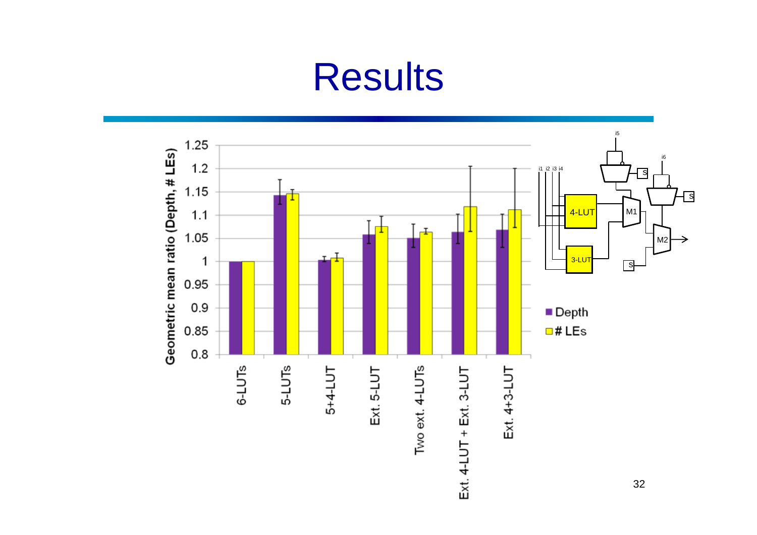# Results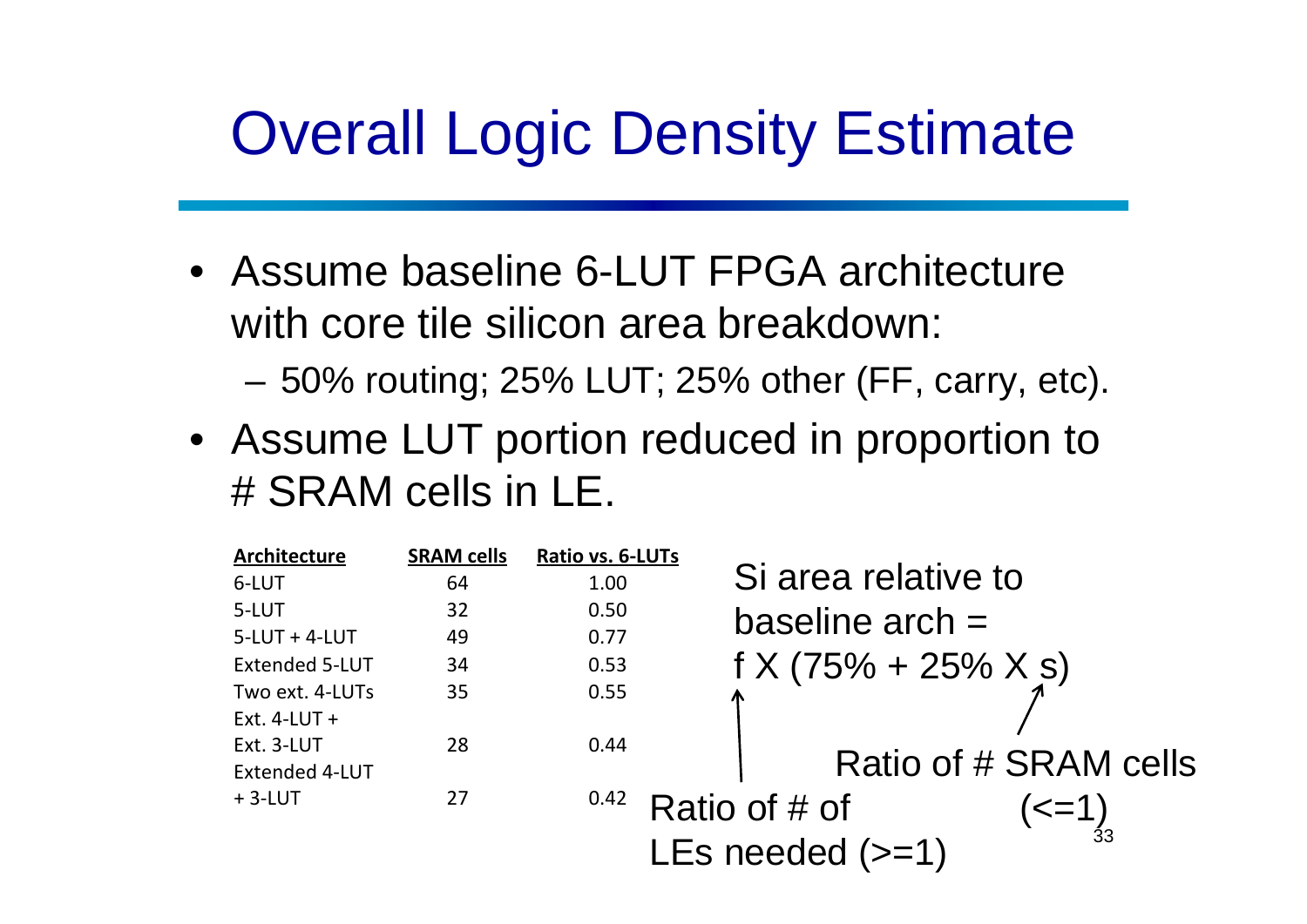# Overall Logic Density Estimate

- Assume baseline 6-LUT FPGA architecture with core tile silicon area breakdown:
  - 50% routing; 25% LUT; 25% other (FF, carry, etc).
- Assume LUT portion reduced in proportion to # SRAM cells in LE.

| Architecture | SRAM cells | Ratio vs. 6-LUTs |
|---|---|---|
| 6-LUT | 64 | 1.00 |
| 5-LUT | 32 | 0.50 |
| 5-LUT + 4-LUT | 49 | 0.77 |
| Extended 5-LUT | 34 | 0.53 |
| Two ext. 4-LUTs | 35 | 0.55 |
| Ext. 4-LUT + Ext. 3-LUT | 28 | 0.44 |
| Extended 4-LUT + 3-LUT | 27 | 0.42 |

Si area relative to baseline arch = $f \times (75\% + 25\% \times s)$

- $f$: Ratio of # of LEs needed (>=1)
- $s$: Ratio of # SRAM cells (<=1)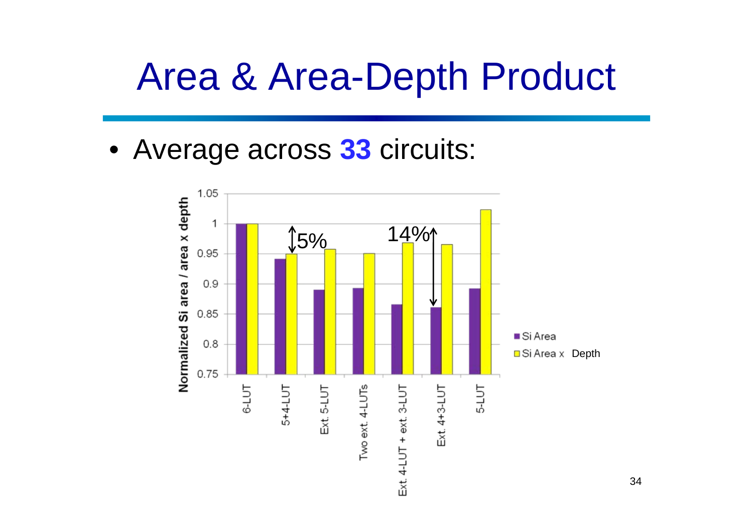# Area & Area-Depth Product

- Average across **33** circuits: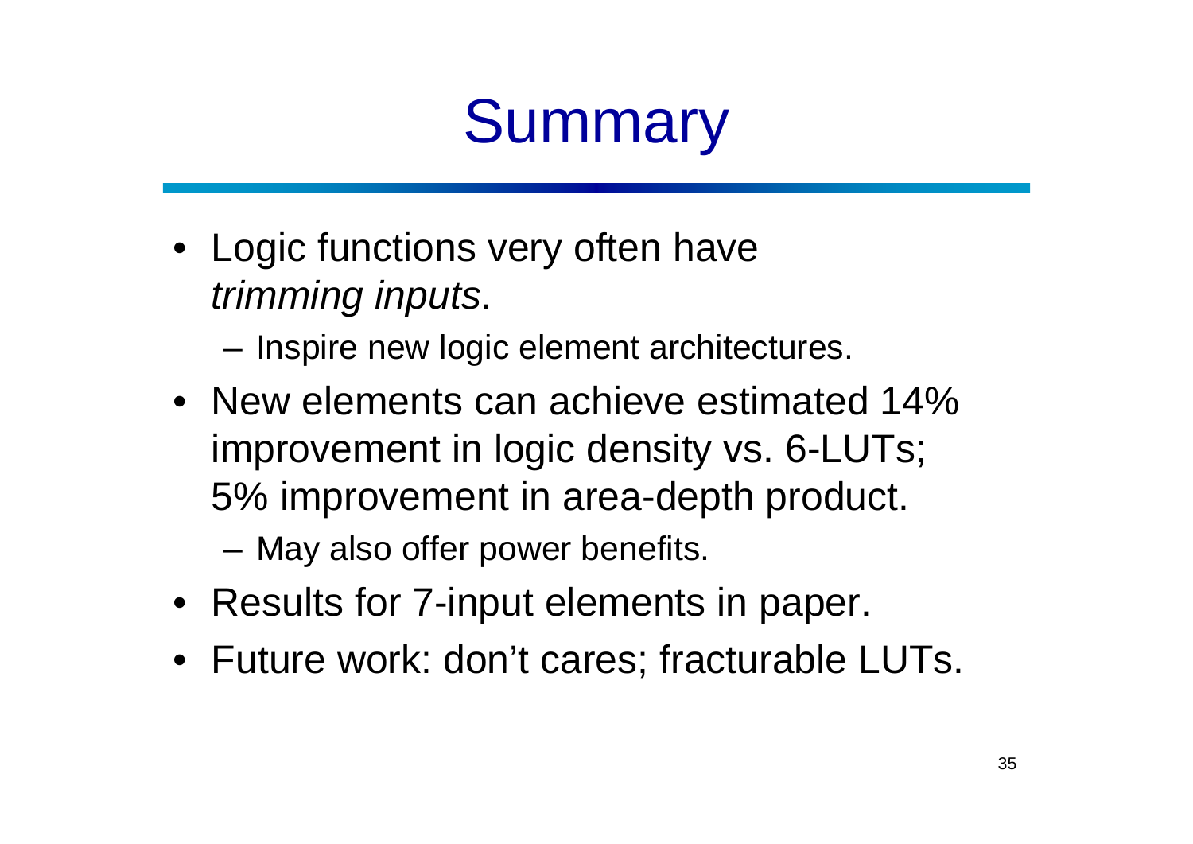# Summary

- Logic functions very often have *trimming inputs*.
  - Inspire new logic element architectures.
- New elements can achieve estimated 14% improvement in logic density vs. 6-LUTs; 5% improvement in area-depth product.
  - May also offer power benefits.
- Results for 7-input elements in paper.
- Future work: don't cares; fracturable LUTs.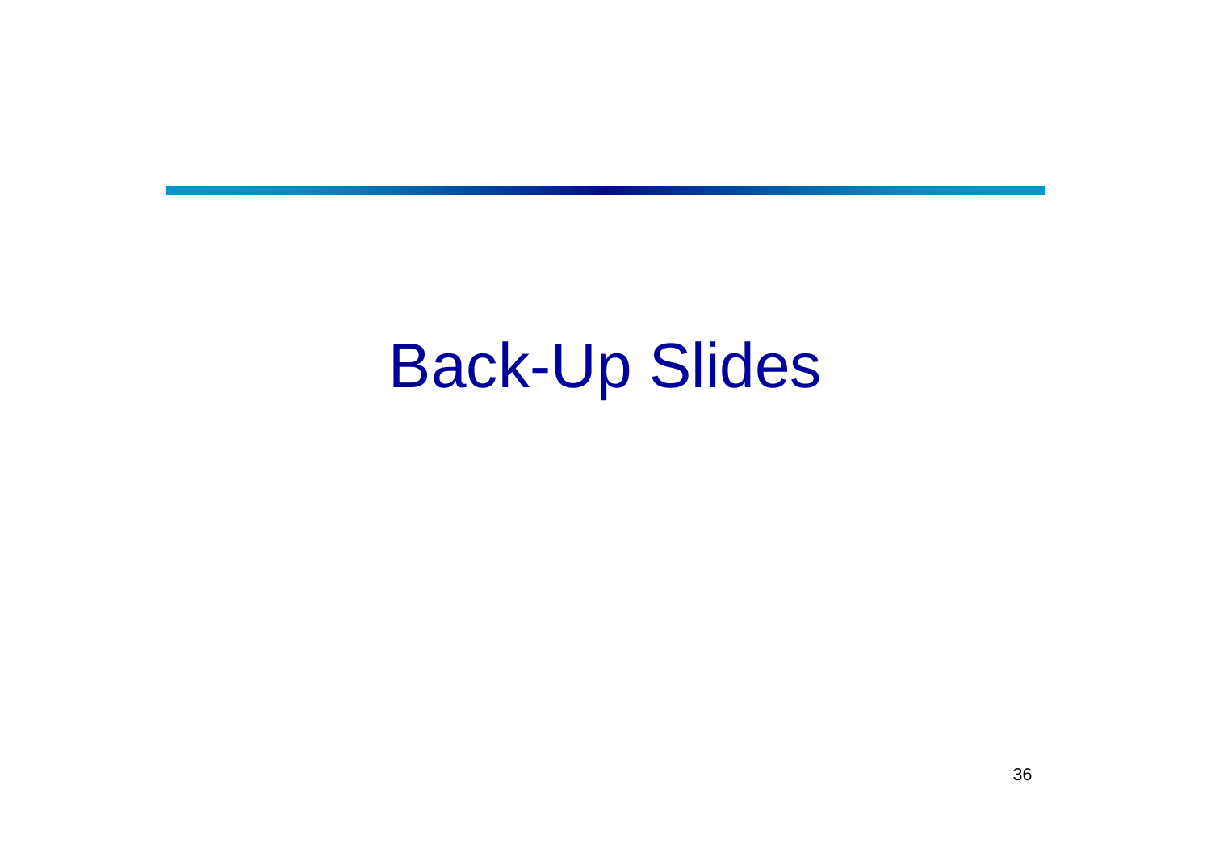# Back-Up Slides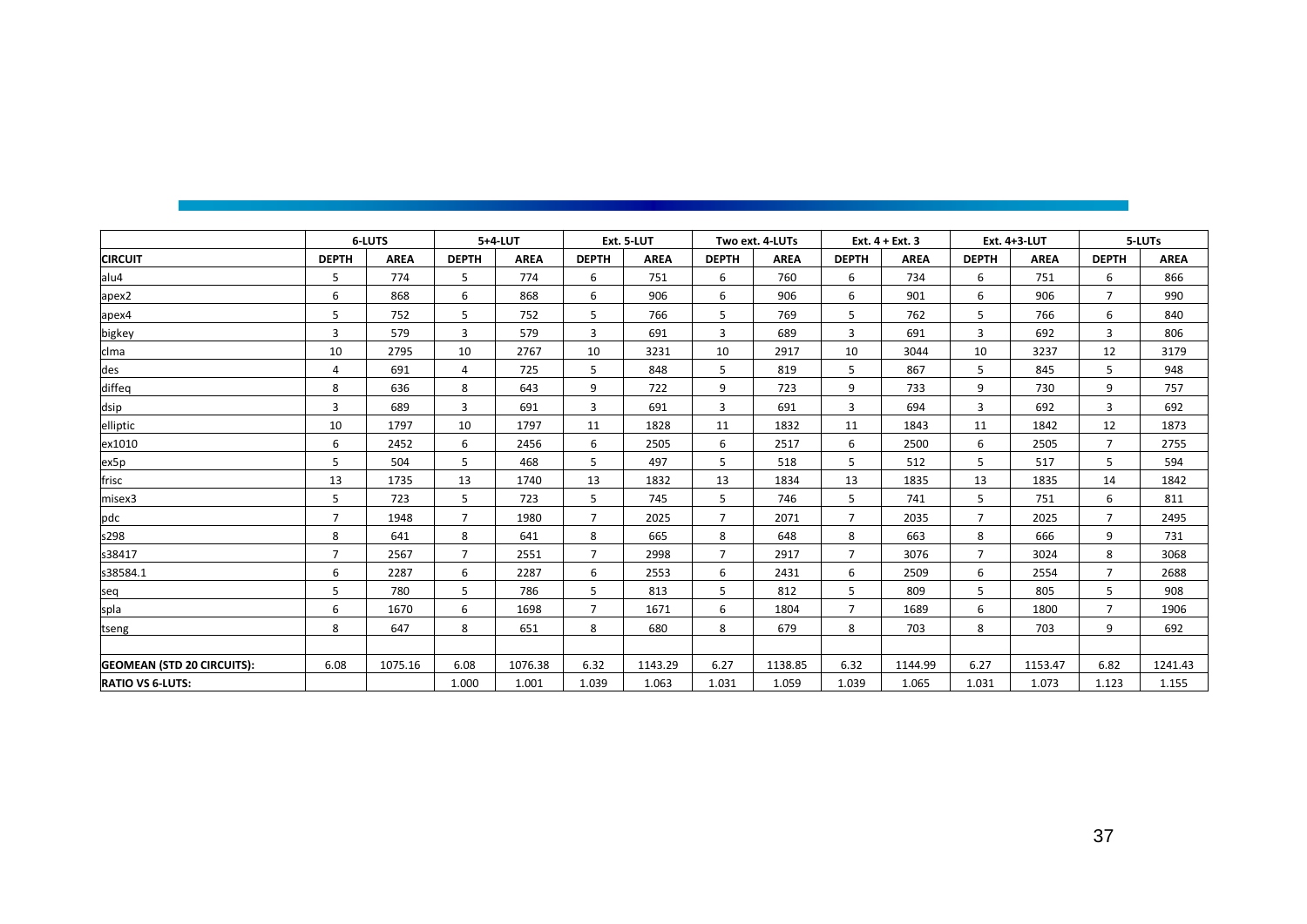| | 6-LUTS | | 5+4-LUT | | Ext. 5-LUT | | Two ext. 4-LUTs | | Ext. 4 + Ext. 3 | | Ext. 4+3-LUT | | 5-LUTs | |
|---|---|---|---|---|---|---|---|---|---|---|---|---|---|---|
| **CIRCUIT** | **DEPTH** | **AREA** | **DEPTH** | **AREA** | **DEPTH** | **AREA** | **DEPTH** | **AREA** | **DEPTH** | **AREA** | **DEPTH** | **AREA** | **DEPTH** | **AREA** |
| alu4 | 5 | 774 | 5 | 774 | 6 | 751 | 6 | 760 | 6 | 734 | 6 | 751 | 6 | 866 |
| apex2 | 6 | 868 | 6 | 868 | 6 | 906 | 6 | 906 | 6 | 901 | 6 | 906 | 7 | 990 |
| apex4 | 5 | 752 | 5 | 752 | 5 | 766 | 5 | 769 | 5 | 762 | 5 | 766 | 6 | 840 |
| bigkey | 3 | 579 | 3 | 579 | 3 | 691 | 3 | 689 | 3 | 691 | 3 | 692 | 3 | 806 |
| clma | 10 | 2795 | 10 | 2767 | 10 | 3231 | 10 | 2917 | 10 | 3044 | 10 | 3237 | 12 | 3179 |
| des | 4 | 691 | 4 | 725 | 5 | 848 | 5 | 819 | 5 | 867 | 5 | 845 | 5 | 948 |
| diffeq | 8 | 636 | 8 | 643 | 9 | 722 | 9 | 723 | 9 | 733 | 9 | 730 | 9 | 757 |
| dsip | 3 | 689 | 3 | 691 | 3 | 691 | 3 | 691 | 3 | 694 | 3 | 692 | 3 | 692 |
| elliptic | 10 | 1797 | 10 | 1797 | 11 | 1828 | 11 | 1832 | 11 | 1843 | 11 | 1842 | 12 | 1873 |
| ex1010 | 6 | 2452 | 6 | 2456 | 6 | 2505 | 6 | 2517 | 6 | 2500 | 6 | 2505 | 7 | 2755 |
| ex5p | 5 | 504 | 5 | 468 | 5 | 497 | 5 | 518 | 5 | 512 | 5 | 517 | 5 | 594 |
| frisc | 13 | 1735 | 13 | 1740 | 13 | 1832 | 13 | 1834 | 13 | 1835 | 13 | 1835 | 14 | 1842 |
| misex3 | 5 | 723 | 5 | 723 | 5 | 745 | 5 | 746 | 5 | 741 | 5 | 751 | 6 | 811 |
| pdc | 7 | 1948 | 7 | 1980 | 7 | 2025 | 7 | 2071 | 7 | 2035 | 7 | 2025 | 7 | 2495 |
| s298 | 8 | 641 | 8 | 641 | 8 | 665 | 8 | 648 | 8 | 663 | 8 | 666 | 9 | 731 |
| s38417 | 7 | 2567 | 7 | 2551 | 7 | 2998 | 7 | 2917 | 7 | 3076 | 7 | 3024 | 8 | 3068 |
| s38584.1 | 6 | 2287 | 6 | 2287 | 6 | 2553 | 6 | 2431 | 6 | 2509 | 6 | 2554 | 7 | 2688 |
| seq | 5 | 780 | 5 | 786 | 5 | 813 | 5 | 812 | 5 | 809 | 5 | 805 | 5 | 908 |
| spla | 6 | 1670 | 6 | 1698 | 7 | 1671 | 6 | 1804 | 7 | 1689 | 6 | 1800 | 7 | 1906 |
| tseng | 8 | 647 | 8 | 651 | 8 | 680 | 8 | 679 | 8 | 703 | 8 | 703 | 9 | 692 |
| | | | | | | | | | | | | | | |
| **GEOMEAN (STD 20 CIRCUITS):** | 6.08 | 1075.16 | 6.08 | 1076.38 | 6.32 | 1143.29 | 6.27 | 1138.85 | 6.32 | 1144.99 | 6.27 | 1153.47 | 6.82 | 1241.43 |
| **RATIO VS 6-LUTS:** | | | 1.000 | 1.001 | 1.039 | 1.063 | 1.031 | 1.059 | 1.039 | 1.065 | 1.031 | 1.073 | 1.123 | 1.155 |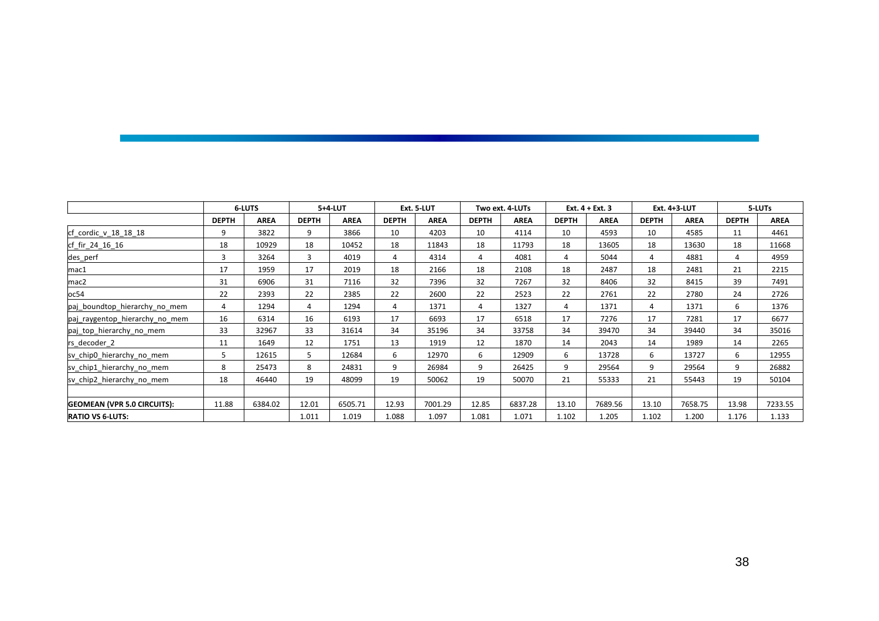| | 6-LUTS | | 5+4-LUT | | Ext. 5-LUT | | Two ext. 4-LUTs | | Ext. 4 + Ext. 3 | | Ext. 4+3-LUT | | 5-LUTs | |
|---|---|---|---|---|---|---|---|---|---|---|---|---|---|---|
| | **DEPTH** | **AREA** | **DEPTH** | **AREA** | **DEPTH** | **AREA** | **DEPTH** | **AREA** | **DEPTH** | **AREA** | **DEPTH** | **AREA** | **DEPTH** | **AREA** |
| cf_cordic_v_18_18_18 | 9 | 3822 | 9 | 3866 | 10 | 4203 | 10 | 4114 | 10 | 4593 | 10 | 4585 | 11 | 4461 |
| cf_fir_24_16_16 | 18 | 10929 | 18 | 10452 | 18 | 11843 | 18 | 11793 | 18 | 13605 | 18 | 13630 | 18 | 11668 |
| des_perf | 3 | 3264 | 3 | 4019 | 4 | 4314 | 4 | 4081 | 4 | 5044 | 4 | 4881 | 4 | 4959 |
| mac1 | 17 | 1959 | 17 | 2019 | 18 | 2166 | 18 | 2108 | 18 | 2487 | 18 | 2481 | 21 | 2215 |
| mac2 | 31 | 6906 | 31 | 7116 | 32 | 7396 | 32 | 7267 | 32 | 8406 | 32 | 8415 | 39 | 7491 |
| oc54 | 22 | 2393 | 22 | 2385 | 22 | 2600 | 22 | 2523 | 22 | 2761 | 22 | 2780 | 24 | 2726 |
| paj_boundtop_hierarchy_no_mem | 4 | 1294 | 4 | 1294 | 4 | 1371 | 4 | 1327 | 4 | 1371 | 4 | 1371 | 6 | 1376 |
| paj_raygentop_hierarchy_no_mem | 16 | 6314 | 16 | 6193 | 17 | 6693 | 17 | 6518 | 17 | 7276 | 17 | 7281 | 17 | 6677 |
| paj_top_hierarchy_no_mem | 33 | 32967 | 33 | 31614 | 34 | 35196 | 34 | 33758 | 34 | 39470 | 34 | 39440 | 34 | 35016 |
| rs_decoder_2 | 11 | 1649 | 12 | 1751 | 13 | 1919 | 12 | 1870 | 14 | 2043 | 14 | 1989 | 14 | 2265 |
| sv_chip0_hierarchy_no_mem | 5 | 12615 | 5 | 12684 | 6 | 12970 | 6 | 12909 | 6 | 13728 | 6 | 13727 | 6 | 12955 |
| sv_chip1_hierarchy_no_mem | 8 | 25473 | 8 | 24831 | 9 | 26984 | 9 | 26425 | 9 | 29564 | 9 | 29564 | 9 | 26882 |
| sv_chip2_hierarchy_no_mem | 18 | 46440 | 19 | 48099 | 19 | 50062 | 19 | 50070 | 21 | 55333 | 21 | 55443 | 19 | 50104 |
| | | | | | | | | | | | | | | |
| **GEOMEAN (VPR 5.0 CIRCUITS):** | 11.88 | 6384.02 | 12.01 | 6505.71 | 12.93 | 7001.29 | 12.85 | 6837.28 | 13.10 | 7689.56 | 13.10 | 7658.75 | 13.98 | 7233.55 |
| **RATIO VS 6-LUTS:** | | | 1.011 | 1.019 | 1.088 | 1.097 | 1.081 | 1.071 | 1.102 | 1.205 | 1.102 | 1.200 | 1.176 | 1.133 |